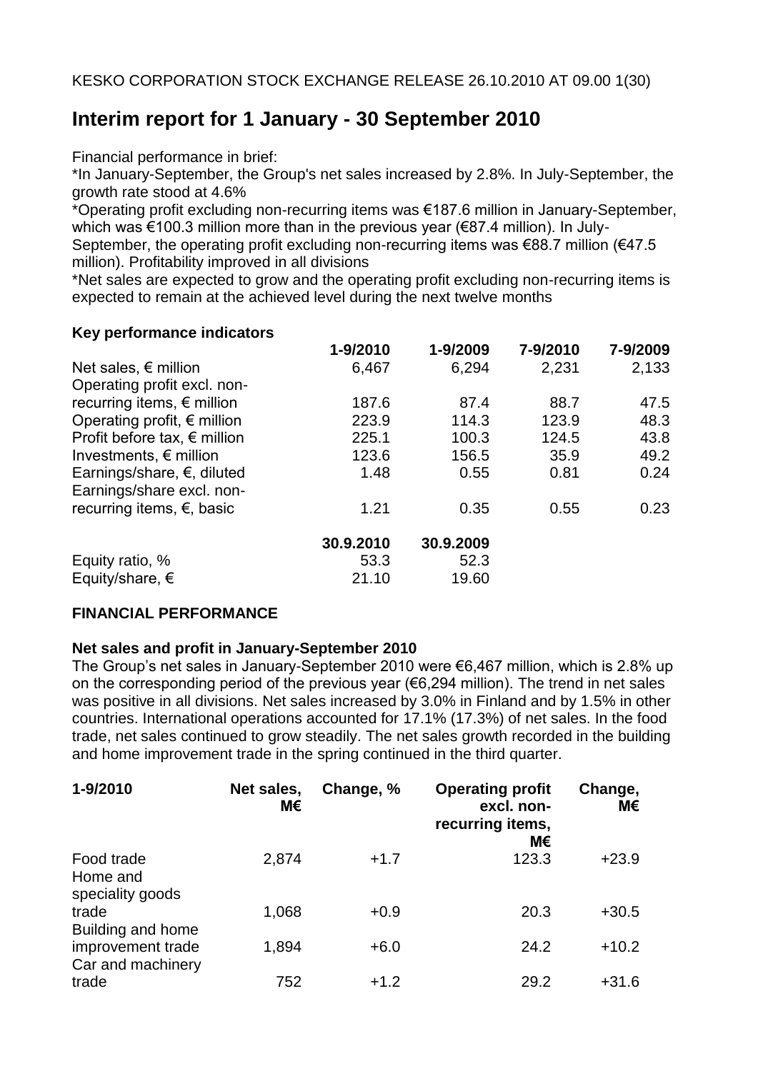KESKO CORPORATION STOCK EXCHANGE RELEASE 26.10.2010 AT 09.00 1(30)

# Interim report for 1 January - 30 September 2010

Financial performance in brief:

*In January-September, the Group's net sales increased by 2.8%. In July-September, the growth rate stood at 4.6%

*Operating profit excluding non-recurring items was €187.6 million in January-September, which was €100.3 million more than in the previous year (€87.4 million). In July-September, the operating profit excluding non-recurring items was €88.7 million (€47.5 million). Profitability improved in all divisions

*Net sales are expected to grow and the operating profit excluding non-recurring items is expected to remain at the achieved level during the next twelve months

**Key performance indicators**

| | 1-9/2010 | 1-9/2009 | 7-9/2010 | 7-9/2009 |
|---|---|---|---|---|
| Net sales, € million | 6,467 | 6,294 | 2,231 | 2,133 |
| Operating profit excl. non-recurring items, € million | 187.6 | 87.4 | 88.7 | 47.5 |
| Operating profit, € million | 223.9 | 114.3 | 123.9 | 48.3 |
| Profit before tax, € million | 225.1 | 100.3 | 124.5 | 43.8 |
| Investments, € million | 123.6 | 156.5 | 35.9 | 49.2 |
| Earnings/share, €, diluted | 1.48 | 0.55 | 0.81 | 0.24 |
| Earnings/share excl. non-recurring items, €, basic | 1.21 | 0.35 | 0.55 | 0.23 |

| | 30.9.2010 | 30.9.2009 |
|---|---|---|
| Equity ratio, % | 53.3 | 52.3 |
| Equity/share, € | 21.10 | 19.60 |

## FINANCIAL PERFORMANCE

### Net sales and profit in January-September 2010

The Group's net sales in January-September 2010 were €6,467 million, which is 2.8% up on the corresponding period of the previous year (€6,294 million). The trend in net sales was positive in all divisions. Net sales increased by 3.0% in Finland and by 1.5% in other countries. International operations accounted for 17.1% (17.3%) of net sales. In the food trade, net sales continued to grow steadily. The net sales growth recorded in the building and home improvement trade in the spring continued in the third quarter.

| 1-9/2010 | Net sales, M€ | Change, % | Operating profit excl. non-recurring items, M€ | Change, M€ |
|---|---|---|---|---|
| Food trade | 2,874 | +1.7 | 123.3 | +23.9 |
| Home and speciality goods trade | 1,068 | +0.9 | 20.3 | +30.5 |
| Building and home improvement trade | 1,894 | +6.0 | 24.2 | +10.2 |
| Car and machinery trade | 752 | +1.2 | 29.2 | +31.6 |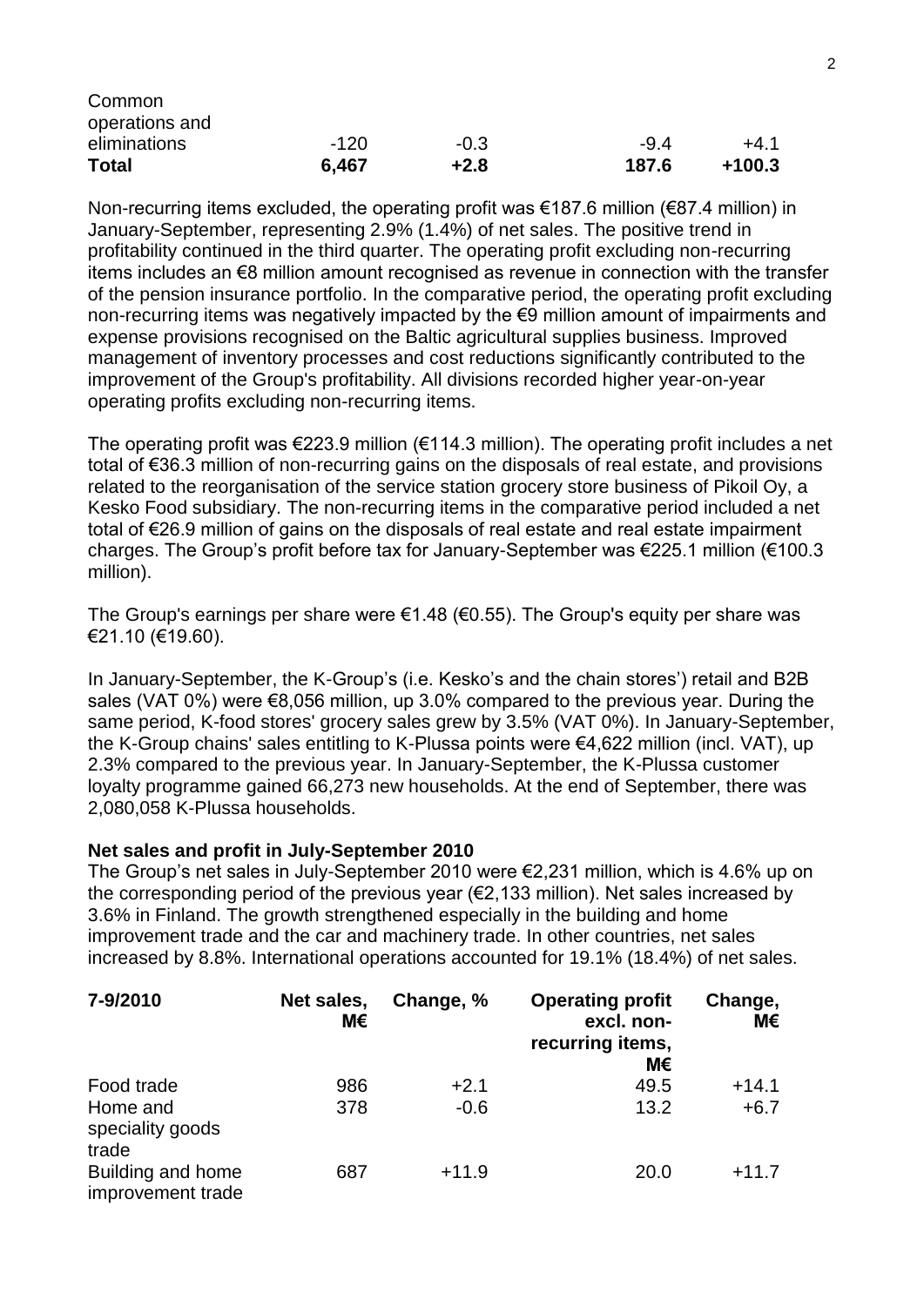| | | | | |
|---|---|---|---|---|
| Common operations and eliminations | -120 | -0.3 | -9.4 | +4.1 |
| **Total** | **6,467** | **+2.8** | **187.6** | **+100.3** |

Non-recurring items excluded, the operating profit was €187.6 million (€87.4 million) in January-September, representing 2.9% (1.4%) of net sales. The positive trend in profitability continued in the third quarter. The operating profit excluding non-recurring items includes an €8 million amount recognised as revenue in connection with the transfer of the pension insurance portfolio. In the comparative period, the operating profit excluding non-recurring items was negatively impacted by the €9 million amount of impairments and expense provisions recognised on the Baltic agricultural supplies business. Improved management of inventory processes and cost reductions significantly contributed to the improvement of the Group's profitability. All divisions recorded higher year-on-year operating profits excluding non-recurring items.

The operating profit was €223.9 million (€114.3 million). The operating profit includes a net total of €36.3 million of non-recurring gains on the disposals of real estate, and provisions related to the reorganisation of the service station grocery store business of Pikoil Oy, a Kesko Food subsidiary. The non-recurring items in the comparative period included a net total of €26.9 million of gains on the disposals of real estate and real estate impairment charges. The Group's profit before tax for January-September was €225.1 million (€100.3 million).

The Group's earnings per share were €1.48 (€0.55). The Group's equity per share was €21.10 (€19.60).

In January-September, the K-Group's (i.e. Kesko's and the chain stores') retail and B2B sales (VAT 0%) were €8,056 million, up 3.0% compared to the previous year. During the same period, K-food stores' grocery sales grew by 3.5% (VAT 0%). In January-September, the K-Group chains' sales entitling to K-Plussa points were €4,622 million (incl. VAT), up 2.3% compared to the previous year. In January-September, the K-Plussa customer loyalty programme gained 66,273 new households. At the end of September, there was 2,080,058 K-Plussa households.

**Net sales and profit in July-September 2010**

The Group's net sales in July-September 2010 were €2,231 million, which is 4.6% up on the corresponding period of the previous year (€2,133 million). Net sales increased by 3.6% in Finland. The growth strengthened especially in the building and home improvement trade and the car and machinery trade. In other countries, net sales increased by 8.8%. International operations accounted for 19.1% (18.4%) of net sales.

| 7-9/2010 | Net sales, M€ | Change, % | Operating profit excl. non-recurring items, M€ | Change, M€ |
|---|---|---|---|---|
| Food trade | 986 | +2.1 | 49.5 | +14.1 |
| Home and speciality goods trade | 378 | -0.6 | 13.2 | +6.7 |
| Building and home improvement trade | 687 | +11.9 | 20.0 | +11.7 |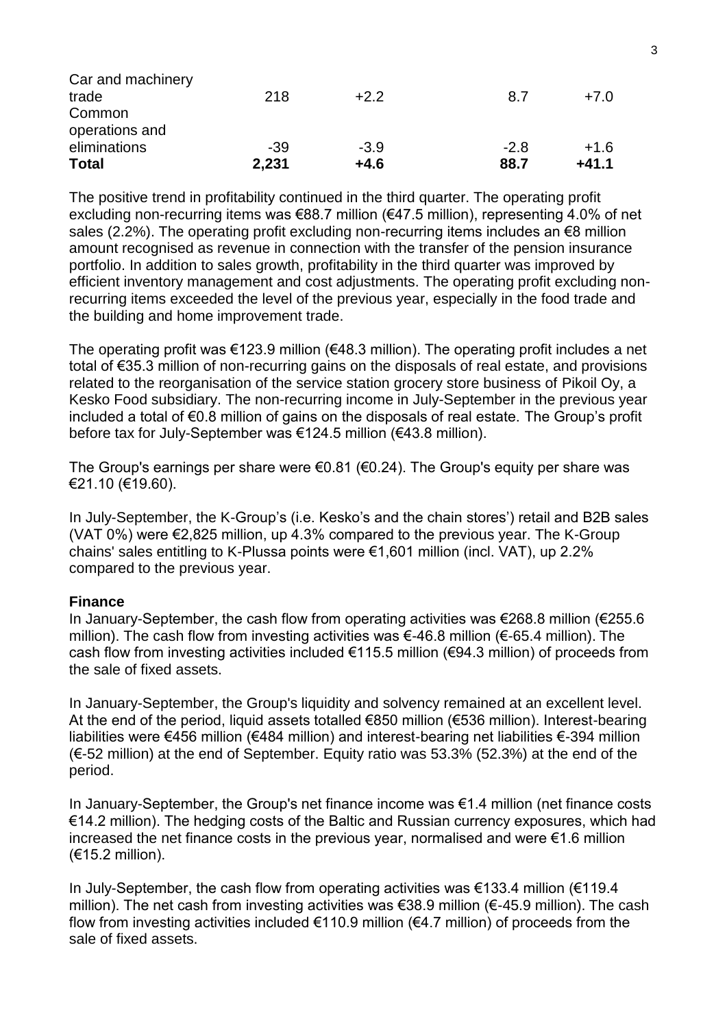| | | | | |
|---|---|---|---|---|
| Car and machinery trade | 218 | +2.2 | 8.7 | +7.0 |
| Common operations and eliminations | -39 | -3.9 | -2.8 | +1.6 |
| **Total** | **2,231** | **+4.6** | **88.7** | **+41.1** |

The positive trend in profitability continued in the third quarter. The operating profit excluding non-recurring items was €88.7 million (€47.5 million), representing 4.0% of net sales (2.2%). The operating profit excluding non-recurring items includes an €8 million amount recognised as revenue in connection with the transfer of the pension insurance portfolio. In addition to sales growth, profitability in the third quarter was improved by efficient inventory management and cost adjustments. The operating profit excluding non-recurring items exceeded the level of the previous year, especially in the food trade and the building and home improvement trade.

The operating profit was €123.9 million (€48.3 million). The operating profit includes a net total of €35.3 million of non-recurring gains on the disposals of real estate, and provisions related to the reorganisation of the service station grocery store business of Pikoil Oy, a Kesko Food subsidiary. The non-recurring income in July-September in the previous year included a total of €0.8 million of gains on the disposals of real estate. The Group's profit before tax for July-September was €124.5 million (€43.8 million).

The Group's earnings per share were €0.81 (€0.24). The Group's equity per share was €21.10 (€19.60).

In July-September, the K-Group's (i.e. Kesko's and the chain stores') retail and B2B sales (VAT 0%) were €2,825 million, up 4.3% compared to the previous year. The K-Group chains' sales entitling to K-Plussa points were €1,601 million (incl. VAT), up 2.2% compared to the previous year.

**Finance**

In January-September, the cash flow from operating activities was €268.8 million (€255.6 million). The cash flow from investing activities was €-46.8 million (€-65.4 million). The cash flow from investing activities included €115.5 million (€94.3 million) of proceeds from the sale of fixed assets.

In January-September, the Group's liquidity and solvency remained at an excellent level. At the end of the period, liquid assets totalled €850 million (€536 million). Interest-bearing liabilities were €456 million (€484 million) and interest-bearing net liabilities €-394 million (€-52 million) at the end of September. Equity ratio was 53.3% (52.3%) at the end of the period.

In January-September, the Group's net finance income was €1.4 million (net finance costs €14.2 million). The hedging costs of the Baltic and Russian currency exposures, which had increased the net finance costs in the previous year, normalised and were €1.6 million (€15.2 million).

In July-September, the cash flow from operating activities was €133.4 million (€119.4 million). The net cash from investing activities was €38.9 million (€-45.9 million). The cash flow from investing activities included €110.9 million (€4.7 million) of proceeds from the sale of fixed assets.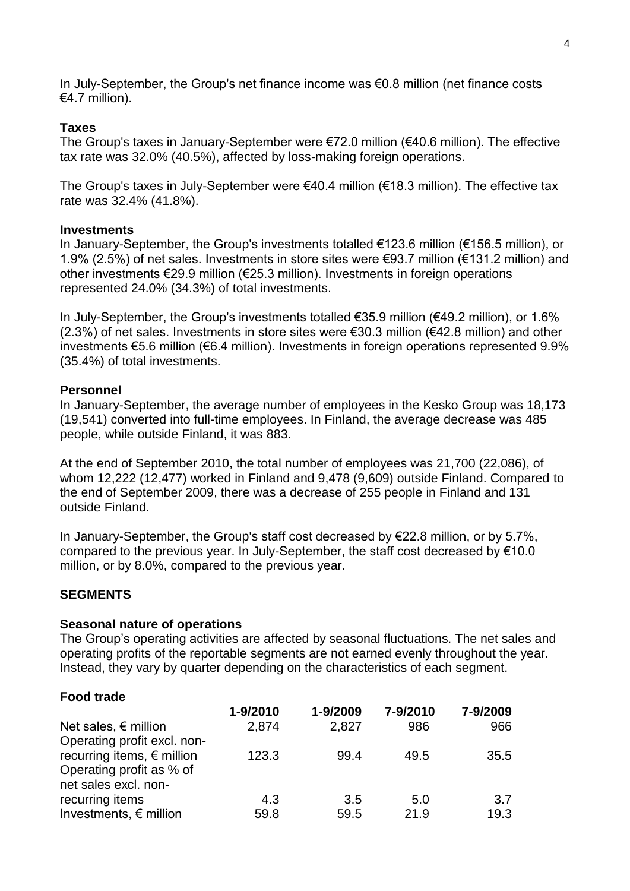In July-September, the Group's net finance income was €0.8 million (net finance costs €4.7 million).

### Taxes

The Group's taxes in January-September were €72.0 million (€40.6 million). The effective tax rate was 32.0% (40.5%), affected by loss-making foreign operations.

The Group's taxes in July-September were €40.4 million (€18.3 million). The effective tax rate was 32.4% (41.8%).

### Investments

In January-September, the Group's investments totalled €123.6 million (€156.5 million), or 1.9% (2.5%) of net sales. Investments in store sites were €93.7 million (€131.2 million) and other investments €29.9 million (€25.3 million). Investments in foreign operations represented 24.0% (34.3%) of total investments.

In July-September, the Group's investments totalled €35.9 million (€49.2 million), or 1.6% (2.3%) of net sales. Investments in store sites were €30.3 million (€42.8 million) and other investments €5.6 million (€6.4 million). Investments in foreign operations represented 9.9% (35.4%) of total investments.

### Personnel

In January-September, the average number of employees in the Kesko Group was 18,173 (19,541) converted into full-time employees. In Finland, the average decrease was 485 people, while outside Finland, it was 883.

At the end of September 2010, the total number of employees was 21,700 (22,086), of whom 12,222 (12,477) worked in Finland and 9,478 (9,609) outside Finland. Compared to the end of September 2009, there was a decrease of 255 people in Finland and 131 outside Finland.

In January-September, the Group's staff cost decreased by €22.8 million, or by 5.7%, compared to the previous year. In July-September, the staff cost decreased by €10.0 million, or by 8.0%, compared to the previous year.

## SEGMENTS

### Seasonal nature of operations

The Group's operating activities are affected by seasonal fluctuations. The net sales and operating profits of the reportable segments are not earned evenly throughout the year. Instead, they vary by quarter depending on the characteristics of each segment.

### Food trade

| | 1-9/2010 | 1-9/2009 | 7-9/2010 | 7-9/2009 |
|---|---|---|---|---|
| Net sales, € million | 2,874 | 2,827 | 986 | 966 |
| Operating profit excl. non-recurring items, € million | 123.3 | 99.4 | 49.5 | 35.5 |
| Operating profit as % of net sales excl. non-recurring items | 4.3 | 3.5 | 5.0 | 3.7 |
| Investments, € million | 59.8 | 59.5 | 21.9 | 19.3 |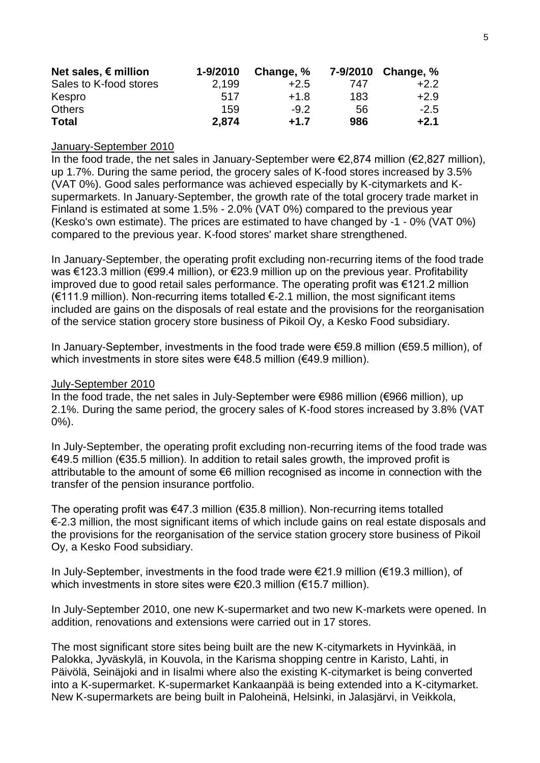| Net sales, € million | 1-9/2010 | Change, % | 7-9/2010 | Change, % |
|---|---|---|---|---|
| Sales to K-food stores | 2,199 | +2.5 | 747 | +2.2 |
| Kespro | 517 | +1.8 | 183 | +2.9 |
| Others | 159 | -9.2 | 56 | -2.5 |
| **Total** | **2,874** | **+1.7** | **986** | **+2.1** |

January-September 2010

In the food trade, the net sales in January-September were €2,874 million (€2,827 million), up 1.7%. During the same period, the grocery sales of K-food stores increased by 3.5% (VAT 0%). Good sales performance was achieved especially by K-citymarkets and K-supermarkets. In January-September, the growth rate of the total grocery trade market in Finland is estimated at some 1.5% - 2.0% (VAT 0%) compared to the previous year (Kesko's own estimate). The prices are estimated to have changed by -1 - 0% (VAT 0%) compared to the previous year. K-food stores' market share strengthened.

In January-September, the operating profit excluding non-recurring items of the food trade was €123.3 million (€99.4 million), or €23.9 million up on the previous year. Profitability improved due to good retail sales performance. The operating profit was €121.2 million (€111.9 million). Non-recurring items totalled €-2.1 million, the most significant items included are gains on the disposals of real estate and the provisions for the reorganisation of the service station grocery store business of Pikoil Oy, a Kesko Food subsidiary.

In January-September, investments in the food trade were €59.8 million (€59.5 million), of which investments in store sites were €48.5 million (€49.9 million).

July-September 2010

In the food trade, the net sales in July-September were €986 million (€966 million), up 2.1%. During the same period, the grocery sales of K-food stores increased by 3.8% (VAT 0%).

In July-September, the operating profit excluding non-recurring items of the food trade was €49.5 million (€35.5 million). In addition to retail sales growth, the improved profit is attributable to the amount of some €6 million recognised as income in connection with the transfer of the pension insurance portfolio.

The operating profit was €47.3 million (€35.8 million). Non-recurring items totalled €-2.3 million, the most significant items of which include gains on real estate disposals and the provisions for the reorganisation of the service station grocery store business of Pikoil Oy, a Kesko Food subsidiary.

In July-September, investments in the food trade were €21.9 million (€19.3 million), of which investments in store sites were €20.3 million (€15.7 million).

In July-September 2010, one new K-supermarket and two new K-markets were opened. In addition, renovations and extensions were carried out in 17 stores.

The most significant store sites being built are the new K-citymarkets in Hyvinkää, in Palokka, Jyväskylä, in Kouvola, in the Karisma shopping centre in Karisto, Lahti, in Päivölä, Seinäjoki and in Iisalmi where also the existing K-citymarket is being converted into a K-supermarket. K-supermarket Kankaanpää is being extended into a K-citymarket. New K-supermarkets are being built in Paloheinä, Helsinki, in Jalasjärvi, in Veikkola,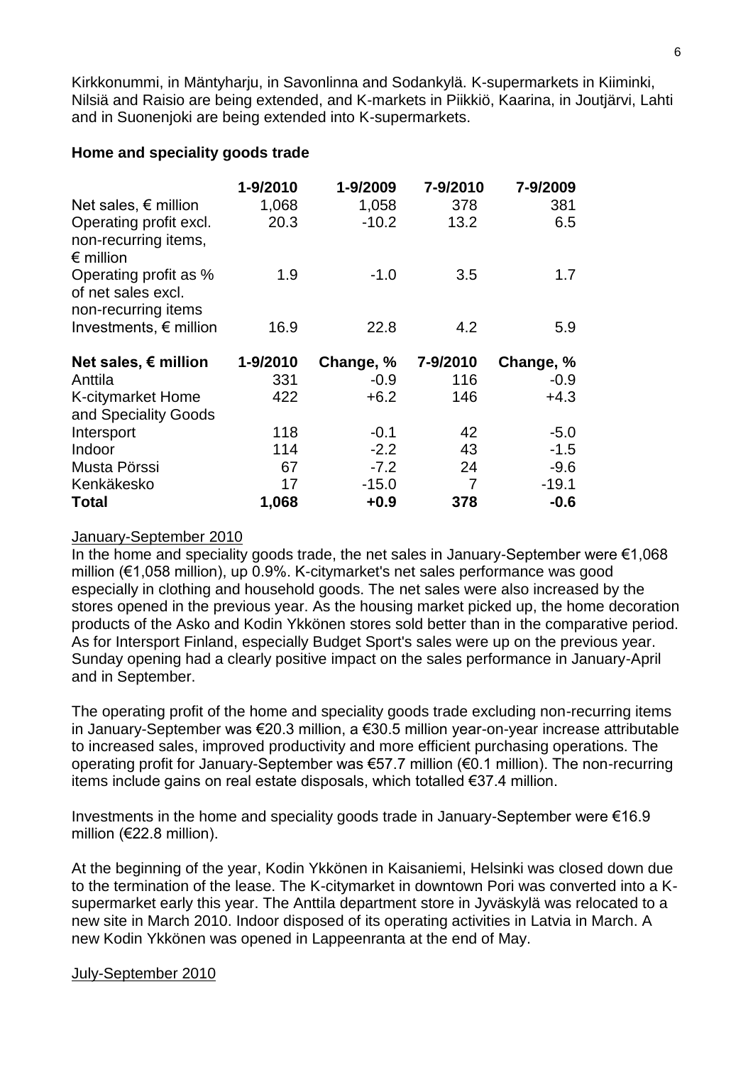Kirkkonummi, in Mäntyharju, in Savonlinna and Sodankylä. K-supermarkets in Kiiminki, Nilsiä and Raisio are being extended, and K-markets in Piikkiö, Kaarina, in Joutjärvi, Lahti and in Suonenjoki are being extended into K-supermarkets.

**Home and speciality goods trade**

| | 1-9/2010 | 1-9/2009 | 7-9/2010 | 7-9/2009 |
|---|---|---|---|---|
| Net sales, € million | 1,068 | 1,058 | 378 | 381 |
| Operating profit excl. non-recurring items, € million | 20.3 | -10.2 | 13.2 | 6.5 |
| Operating profit as % of net sales excl. non-recurring items | 1.9 | -1.0 | 3.5 | 1.7 |
| Investments, € million | 16.9 | 22.8 | 4.2 | 5.9 |

| **Net sales, € million** | **1-9/2010** | **Change, %** | **7-9/2010** | **Change, %** |
|---|---|---|---|---|
| Anttila | 331 | -0.9 | 116 | -0.9 |
| K-citymarket Home and Speciality Goods | 422 | +6.2 | 146 | +4.3 |
| Intersport | 118 | -0.1 | 42 | -5.0 |
| Indoor | 114 | -2.2 | 43 | -1.5 |
| Musta Pörssi | 67 | -7.2 | 24 | -9.6 |
| Kenkäkesko | 17 | -15.0 | 7 | -19.1 |
| **Total** | **1,068** | **+0.9** | **378** | **-0.6** |

January-September 2010

In the home and speciality goods trade, the net sales in January-September were €1,068 million (€1,058 million), up 0.9%. K-citymarket's net sales performance was good especially in clothing and household goods. The net sales were also increased by the stores opened in the previous year. As the housing market picked up, the home decoration products of the Asko and Kodin Ykkönen stores sold better than in the comparative period. As for Intersport Finland, especially Budget Sport's sales were up on the previous year. Sunday opening had a clearly positive impact on the sales performance in January-April and in September.

The operating profit of the home and speciality goods trade excluding non-recurring items in January-September was €20.3 million, a €30.5 million year-on-year increase attributable to increased sales, improved productivity and more efficient purchasing operations. The operating profit for January-September was €57.7 million (€0.1 million). The non-recurring items include gains on real estate disposals, which totalled €37.4 million.

Investments in the home and speciality goods trade in January-September were €16.9 million (€22.8 million).

At the beginning of the year, Kodin Ykkönen in Kaisaniemi, Helsinki was closed down due to the termination of the lease. The K-citymarket in downtown Pori was converted into a K-supermarket early this year. The Anttila department store in Jyväskylä was relocated to a new site in March 2010. Indoor disposed of its operating activities in Latvia in March. A new Kodin Ykkönen was opened in Lappeenranta at the end of May.

July-September 2010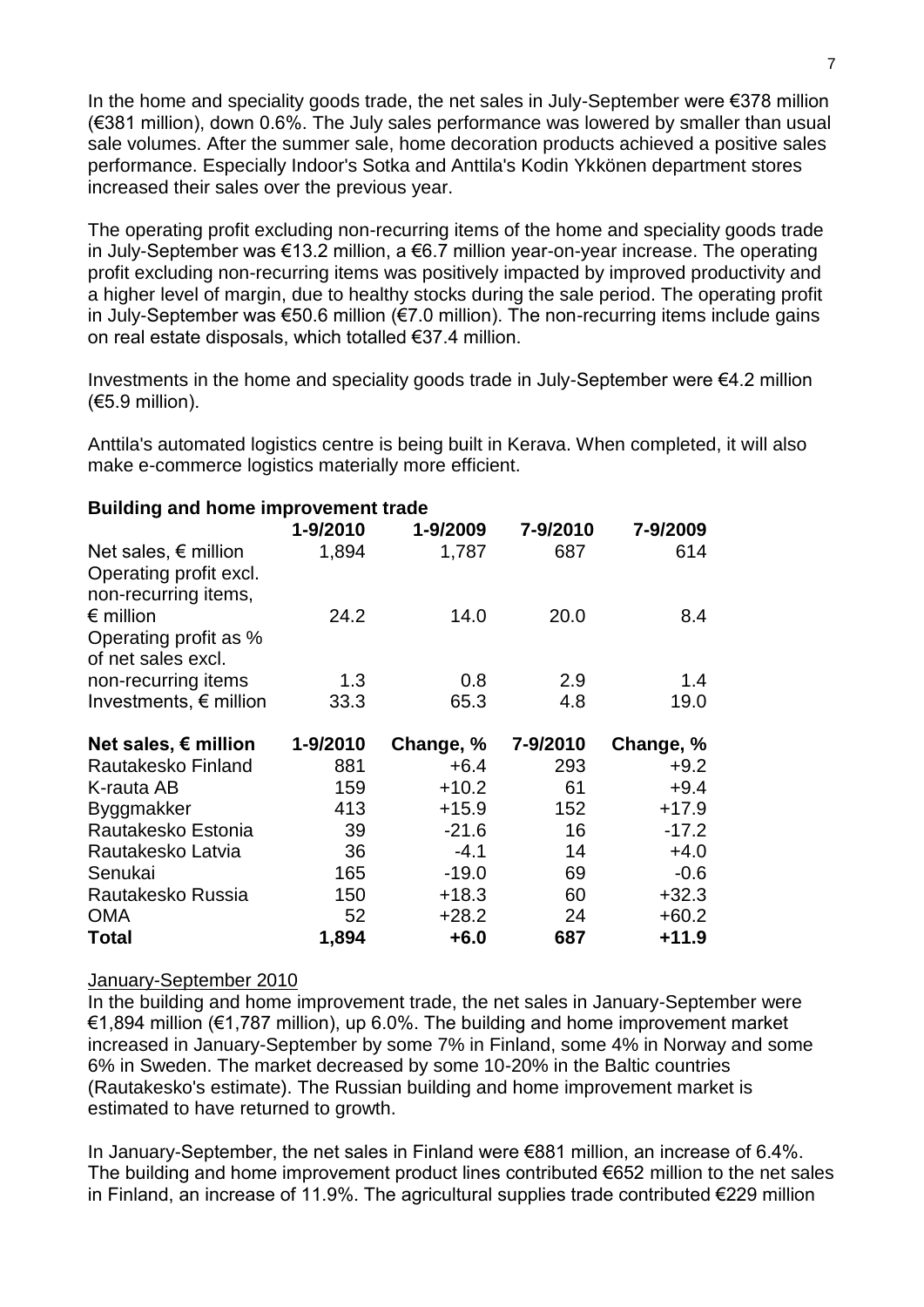In the home and speciality goods trade, the net sales in July-September were €378 million (€381 million), down 0.6%. The July sales performance was lowered by smaller than usual sale volumes. After the summer sale, home decoration products achieved a positive sales performance. Especially Indoor's Sotka and Anttila's Kodin Ykkönen department stores increased their sales over the previous year.

The operating profit excluding non-recurring items of the home and speciality goods trade in July-September was €13.2 million, a €6.7 million year-on-year increase. The operating profit excluding non-recurring items was positively impacted by improved productivity and a higher level of margin, due to healthy stocks during the sale period. The operating profit in July-September was €50.6 million (€7.0 million). The non-recurring items include gains on real estate disposals, which totalled €37.4 million.

Investments in the home and speciality goods trade in July-September were €4.2 million (€5.9 million).

Anttila's automated logistics centre is being built in Kerava. When completed, it will also make e-commerce logistics materially more efficient.

**Building and home improvement trade**

| | 1-9/2010 | 1-9/2009 | 7-9/2010 | 7-9/2009 |
|---|---|---|---|---|
| Net sales, € million | 1,894 | 1,787 | 687 | 614 |
| Operating profit excl. non-recurring items, € million | 24.2 | 14.0 | 20.0 | 8.4 |
| Operating profit as % of net sales excl. non-recurring items | 1.3 | 0.8 | 2.9 | 1.4 |
| Investments, € million | 33.3 | 65.3 | 4.8 | 19.0 |

| **Net sales, € million** | **1-9/2010** | **Change, %** | **7-9/2010** | **Change, %** |
|---|---|---|---|---|
| Rautakesko Finland | 881 | +6.4 | 293 | +9.2 |
| K-rauta AB | 159 | +10.2 | 61 | +9.4 |
| Byggmakker | 413 | +15.9 | 152 | +17.9 |
| Rautakesko Estonia | 39 | -21.6 | 16 | -17.2 |
| Rautakesko Latvia | 36 | -4.1 | 14 | +4.0 |
| Senukai | 165 | -19.0 | 69 | -0.6 |
| Rautakesko Russia | 150 | +18.3 | 60 | +32.3 |
| OMA | 52 | +28.2 | 24 | +60.2 |
| **Total** | **1,894** | **+6.0** | **687** | **+11.9** |

January-September 2010

In the building and home improvement trade, the net sales in January-September were €1,894 million (€1,787 million), up 6.0%. The building and home improvement market increased in January-September by some 7% in Finland, some 4% in Norway and some 6% in Sweden. The market decreased by some 10-20% in the Baltic countries (Rautakesko's estimate). The Russian building and home improvement market is estimated to have returned to growth.

In January-September, the net sales in Finland were €881 million, an increase of 6.4%. The building and home improvement product lines contributed €652 million to the net sales in Finland, an increase of 11.9%. The agricultural supplies trade contributed €229 million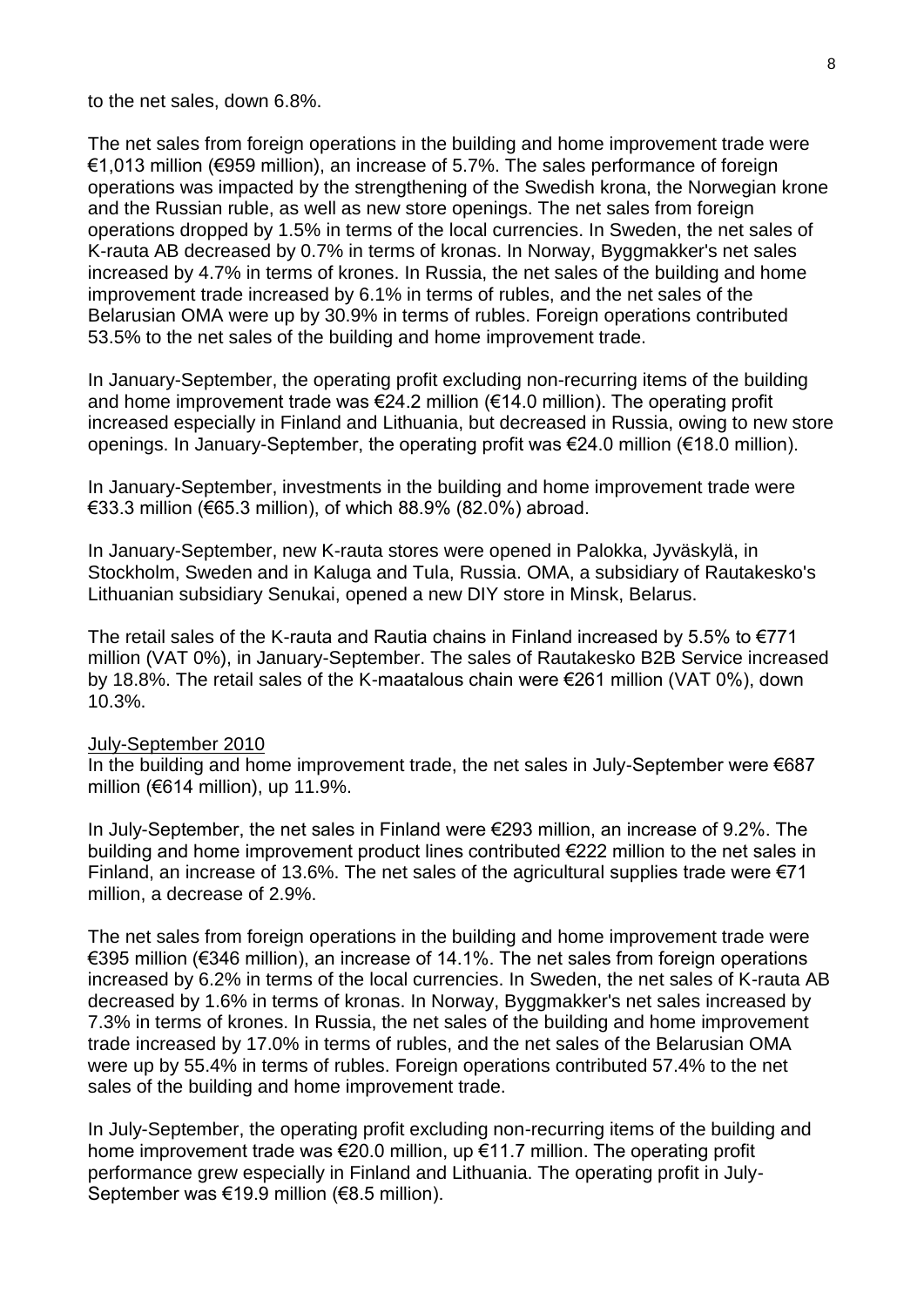to the net sales, down 6.8%.

The net sales from foreign operations in the building and home improvement trade were €1,013 million (€959 million), an increase of 5.7%. The sales performance of foreign operations was impacted by the strengthening of the Swedish krona, the Norwegian krone and the Russian ruble, as well as new store openings. The net sales from foreign operations dropped by 1.5% in terms of the local currencies. In Sweden, the net sales of K-rauta AB decreased by 0.7% in terms of kronas. In Norway, Byggmakker's net sales increased by 4.7% in terms of krones. In Russia, the net sales of the building and home improvement trade increased by 6.1% in terms of rubles, and the net sales of the Belarusian OMA were up by 30.9% in terms of rubles. Foreign operations contributed 53.5% to the net sales of the building and home improvement trade.

In January-September, the operating profit excluding non-recurring items of the building and home improvement trade was €24.2 million (€14.0 million). The operating profit increased especially in Finland and Lithuania, but decreased in Russia, owing to new store openings. In January-September, the operating profit was €24.0 million (€18.0 million).

In January-September, investments in the building and home improvement trade were €33.3 million (€65.3 million), of which 88.9% (82.0%) abroad.

In January-September, new K-rauta stores were opened in Palokka, Jyväskylä, in Stockholm, Sweden and in Kaluga and Tula, Russia. OMA, a subsidiary of Rautakesko's Lithuanian subsidiary Senukai, opened a new DIY store in Minsk, Belarus.

The retail sales of the K-rauta and Rautia chains in Finland increased by 5.5% to €771 million (VAT 0%), in January-September. The sales of Rautakesko B2B Service increased by 18.8%. The retail sales of the K-maatalous chain were €261 million (VAT 0%), down 10.3%.

<u>July-September 2010</u>

In the building and home improvement trade, the net sales in July-September were €687 million (€614 million), up 11.9%.

In July-September, the net sales in Finland were €293 million, an increase of 9.2%. The building and home improvement product lines contributed €222 million to the net sales in Finland, an increase of 13.6%. The net sales of the agricultural supplies trade were €71 million, a decrease of 2.9%.

The net sales from foreign operations in the building and home improvement trade were €395 million (€346 million), an increase of 14.1%. The net sales from foreign operations increased by 6.2% in terms of the local currencies. In Sweden, the net sales of K-rauta AB decreased by 1.6% in terms of kronas. In Norway, Byggmakker's net sales increased by 7.3% in terms of krones. In Russia, the net sales of the building and home improvement trade increased by 17.0% in terms of rubles, and the net sales of the Belarusian OMA were up by 55.4% in terms of rubles. Foreign operations contributed 57.4% to the net sales of the building and home improvement trade.

In July-September, the operating profit excluding non-recurring items of the building and home improvement trade was €20.0 million, up €11.7 million. The operating profit performance grew especially in Finland and Lithuania. The operating profit in July-September was €19.9 million (€8.5 million).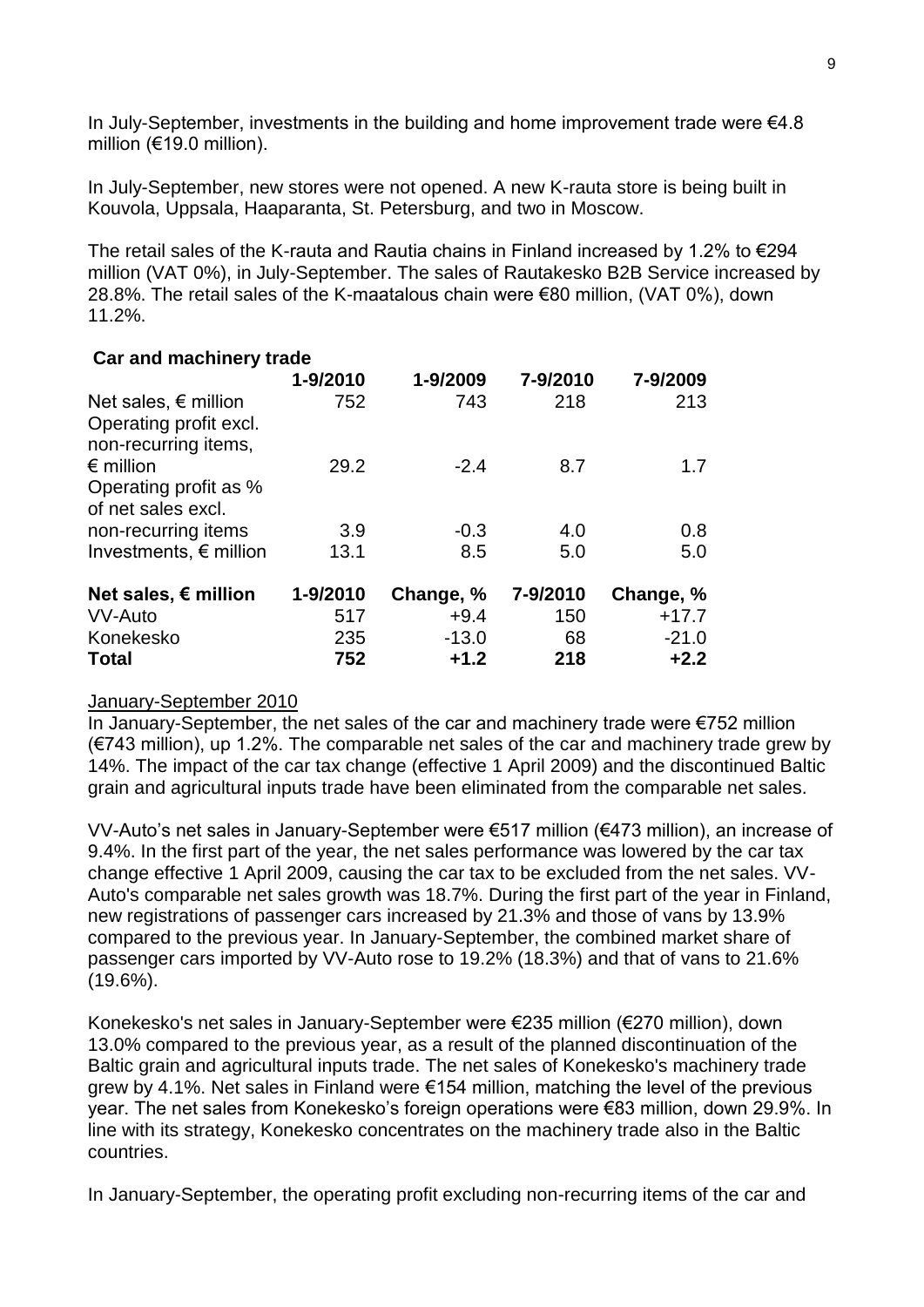In July-September, investments in the building and home improvement trade were €4.8 million (€19.0 million).

In July-September, new stores were not opened. A new K-rauta store is being built in Kouvola, Uppsala, Haaparanta, St. Petersburg, and two in Moscow.

The retail sales of the K-rauta and Rautia chains in Finland increased by 1.2% to €294 million (VAT 0%), in July-September. The sales of Rautakesko B2B Service increased by 28.8%. The retail sales of the K-maatalous chain were €80 million, (VAT 0%), down 11.2%.

**Car and machinery trade**

| | 1-9/2010 | 1-9/2009 | 7-9/2010 | 7-9/2009 |
|---|---|---|---|---|
| Net sales, € million | 752 | 743 | 218 | 213 |
| Operating profit excl. non-recurring items, € million | 29.2 | -2.4 | 8.7 | 1.7 |
| Operating profit as % of net sales excl. non-recurring items | 3.9 | -0.3 | 4.0 | 0.8 |
| Investments, € million | 13.1 | 8.5 | 5.0 | 5.0 |

| **Net sales, € million** | **1-9/2010** | **Change, %** | **7-9/2010** | **Change, %** |
|---|---|---|---|---|
| VV-Auto | 517 | +9.4 | 150 | +17.7 |
| Konekesko | 235 | -13.0 | 68 | -21.0 |
| **Total** | **752** | **+1.2** | **218** | **+2.2** |

January-September 2010

In January-September, the net sales of the car and machinery trade were €752 million (€743 million), up 1.2%. The comparable net sales of the car and machinery trade grew by 14%. The impact of the car tax change (effective 1 April 2009) and the discontinued Baltic grain and agricultural inputs trade have been eliminated from the comparable net sales.

VV-Auto's net sales in January-September were €517 million (€473 million), an increase of 9.4%. In the first part of the year, the net sales performance was lowered by the car tax change effective 1 April 2009, causing the car tax to be excluded from the net sales. VV-Auto's comparable net sales growth was 18.7%. During the first part of the year in Finland, new registrations of passenger cars increased by 21.3% and those of vans by 13.9% compared to the previous year. In January-September, the combined market share of passenger cars imported by VV-Auto rose to 19.2% (18.3%) and that of vans to 21.6% (19.6%).

Konekesko's net sales in January-September were €235 million (€270 million), down 13.0% compared to the previous year, as a result of the planned discontinuation of the Baltic grain and agricultural inputs trade. The net sales of Konekesko's machinery trade grew by 4.1%. Net sales in Finland were €154 million, matching the level of the previous year. The net sales from Konekesko's foreign operations were €83 million, down 29.9%. In line with its strategy, Konekesko concentrates on the machinery trade also in the Baltic countries.

In January-September, the operating profit excluding non-recurring items of the car and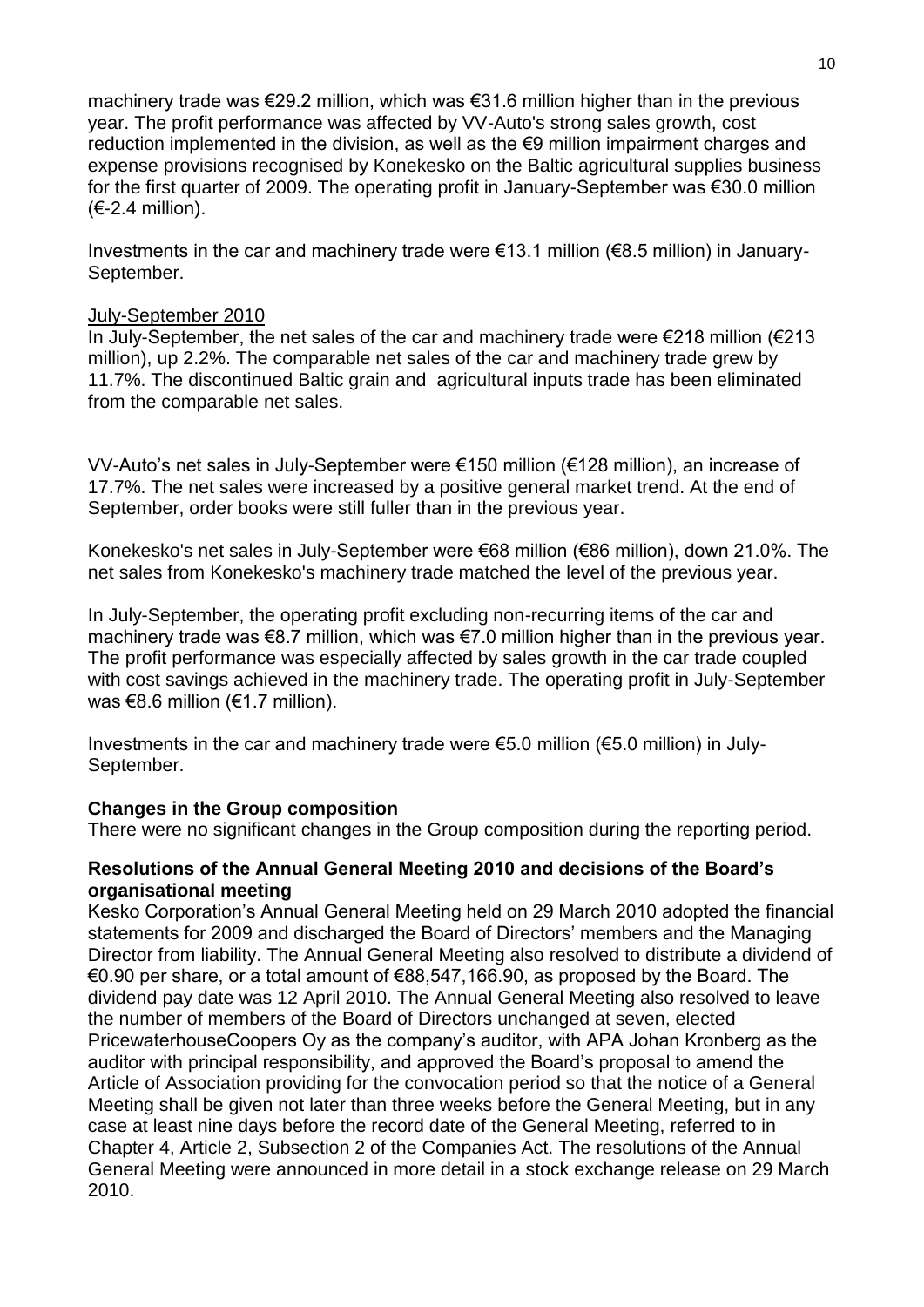machinery trade was €29.2 million, which was €31.6 million higher than in the previous year. The profit performance was affected by VV-Auto's strong sales growth, cost reduction implemented in the division, as well as the €9 million impairment charges and expense provisions recognised by Konekesko on the Baltic agricultural supplies business for the first quarter of 2009. The operating profit in January-September was €30.0 million (€-2.4 million).

Investments in the car and machinery trade were €13.1 million (€8.5 million) in January-September.

<u>July-September 2010</u>

In July-September, the net sales of the car and machinery trade were €218 million (€213 million), up 2.2%. The comparable net sales of the car and machinery trade grew by 11.7%. The discontinued Baltic grain and agricultural inputs trade has been eliminated from the comparable net sales.

VV-Auto's net sales in July-September were €150 million (€128 million), an increase of 17.7%. The net sales were increased by a positive general market trend. At the end of September, order books were still fuller than in the previous year.

Konekesko's net sales in July-September were €68 million (€86 million), down 21.0%. The net sales from Konekesko's machinery trade matched the level of the previous year.

In July-September, the operating profit excluding non-recurring items of the car and machinery trade was €8.7 million, which was €7.0 million higher than in the previous year. The profit performance was especially affected by sales growth in the car trade coupled with cost savings achieved in the machinery trade. The operating profit in July-September was €8.6 million (€1.7 million).

Investments in the car and machinery trade were €5.0 million (€5.0 million) in July-September.

**Changes in the Group composition**

There were no significant changes in the Group composition during the reporting period.

**Resolutions of the Annual General Meeting 2010 and decisions of the Board's organisational meeting**

Kesko Corporation's Annual General Meeting held on 29 March 2010 adopted the financial statements for 2009 and discharged the Board of Directors' members and the Managing Director from liability. The Annual General Meeting also resolved to distribute a dividend of €0.90 per share, or a total amount of €88,547,166.90, as proposed by the Board. The dividend pay date was 12 April 2010. The Annual General Meeting also resolved to leave the number of members of the Board of Directors unchanged at seven, elected PricewaterhouseCoopers Oy as the company's auditor, with APA Johan Kronberg as the auditor with principal responsibility, and approved the Board's proposal to amend the Article of Association providing for the convocation period so that the notice of a General Meeting shall be given not later than three weeks before the General Meeting, but in any case at least nine days before the record date of the General Meeting, referred to in Chapter 4, Article 2, Subsection 2 of the Companies Act. The resolutions of the Annual General Meeting were announced in more detail in a stock exchange release on 29 March 2010.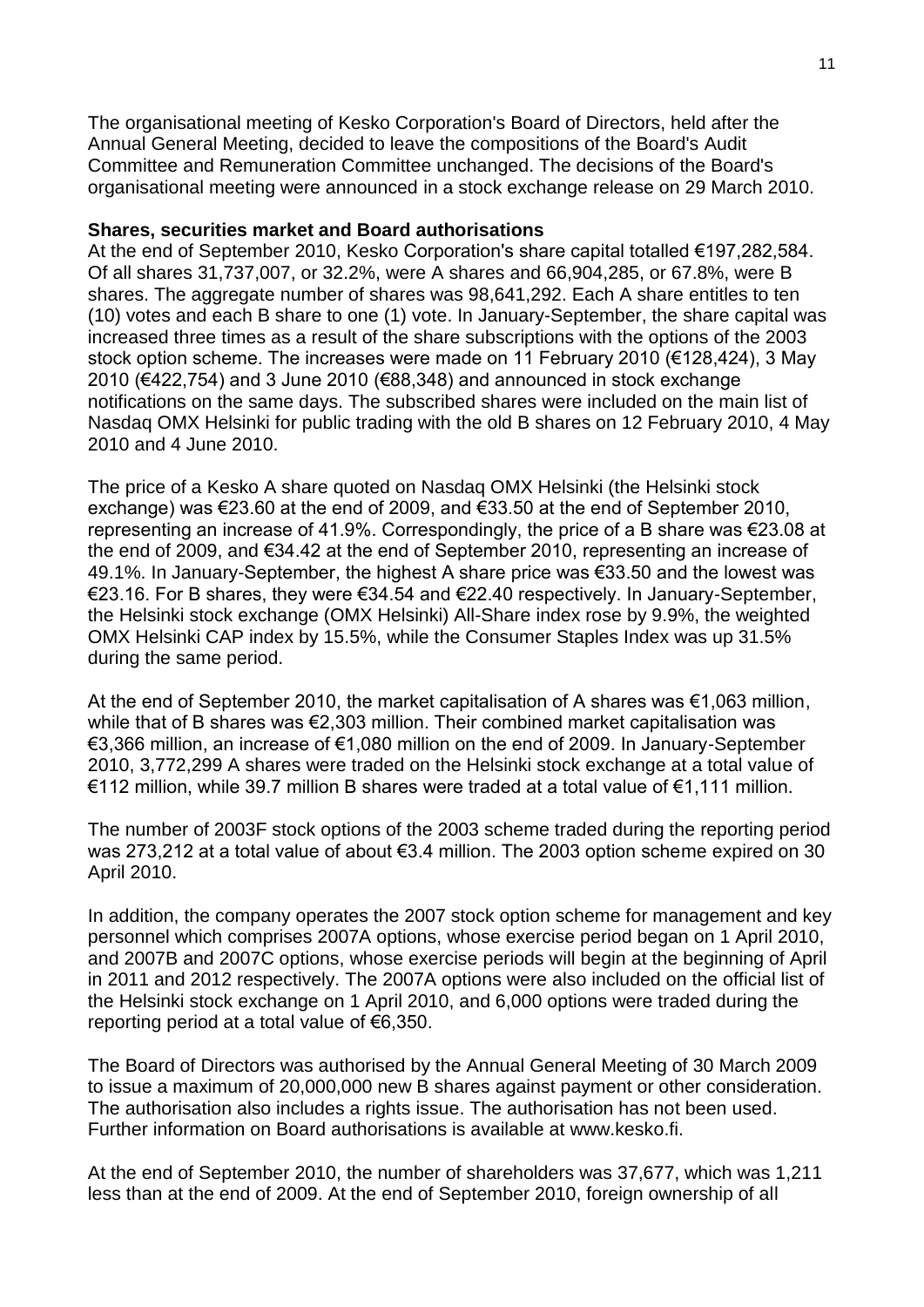The organisational meeting of Kesko Corporation's Board of Directors, held after the Annual General Meeting, decided to leave the compositions of the Board's Audit Committee and Remuneration Committee unchanged. The decisions of the Board's organisational meeting were announced in a stock exchange release on 29 March 2010.

**Shares, securities market and Board authorisations**

At the end of September 2010, Kesko Corporation's share capital totalled €197,282,584. Of all shares 31,737,007, or 32.2%, were A shares and 66,904,285, or 67.8%, were B shares. The aggregate number of shares was 98,641,292. Each A share entitles to ten (10) votes and each B share to one (1) vote. In January-September, the share capital was increased three times as a result of the share subscriptions with the options of the 2003 stock option scheme. The increases were made on 11 February 2010 (€128,424), 3 May 2010 (€422,754) and 3 June 2010 (€88,348) and announced in stock exchange notifications on the same days. The subscribed shares were included on the main list of Nasdaq OMX Helsinki for public trading with the old B shares on 12 February 2010, 4 May 2010 and 4 June 2010.

The price of a Kesko A share quoted on Nasdaq OMX Helsinki (the Helsinki stock exchange) was €23.60 at the end of 2009, and €33.50 at the end of September 2010, representing an increase of 41.9%. Correspondingly, the price of a B share was €23.08 at the end of 2009, and €34.42 at the end of September 2010, representing an increase of 49.1%. In January-September, the highest A share price was €33.50 and the lowest was €23.16. For B shares, they were €34.54 and €22.40 respectively. In January-September, the Helsinki stock exchange (OMX Helsinki) All-Share index rose by 9.9%, the weighted OMX Helsinki CAP index by 15.5%, while the Consumer Staples Index was up 31.5% during the same period.

At the end of September 2010, the market capitalisation of A shares was €1,063 million, while that of B shares was €2,303 million. Their combined market capitalisation was €3,366 million, an increase of €1,080 million on the end of 2009. In January-September 2010, 3,772,299 A shares were traded on the Helsinki stock exchange at a total value of €112 million, while 39.7 million B shares were traded at a total value of €1,111 million.

The number of 2003F stock options of the 2003 scheme traded during the reporting period was 273,212 at a total value of about €3.4 million. The 2003 option scheme expired on 30 April 2010.

In addition, the company operates the 2007 stock option scheme for management and key personnel which comprises 2007A options, whose exercise period began on 1 April 2010, and 2007B and 2007C options, whose exercise periods will begin at the beginning of April in 2011 and 2012 respectively. The 2007A options were also included on the official list of the Helsinki stock exchange on 1 April 2010, and 6,000 options were traded during the reporting period at a total value of €6,350.

The Board of Directors was authorised by the Annual General Meeting of 30 March 2009 to issue a maximum of 20,000,000 new B shares against payment or other consideration. The authorisation also includes a rights issue. The authorisation has not been used. Further information on Board authorisations is available at www.kesko.fi.

At the end of September 2010, the number of shareholders was 37,677, which was 1,211 less than at the end of 2009. At the end of September 2010, foreign ownership of all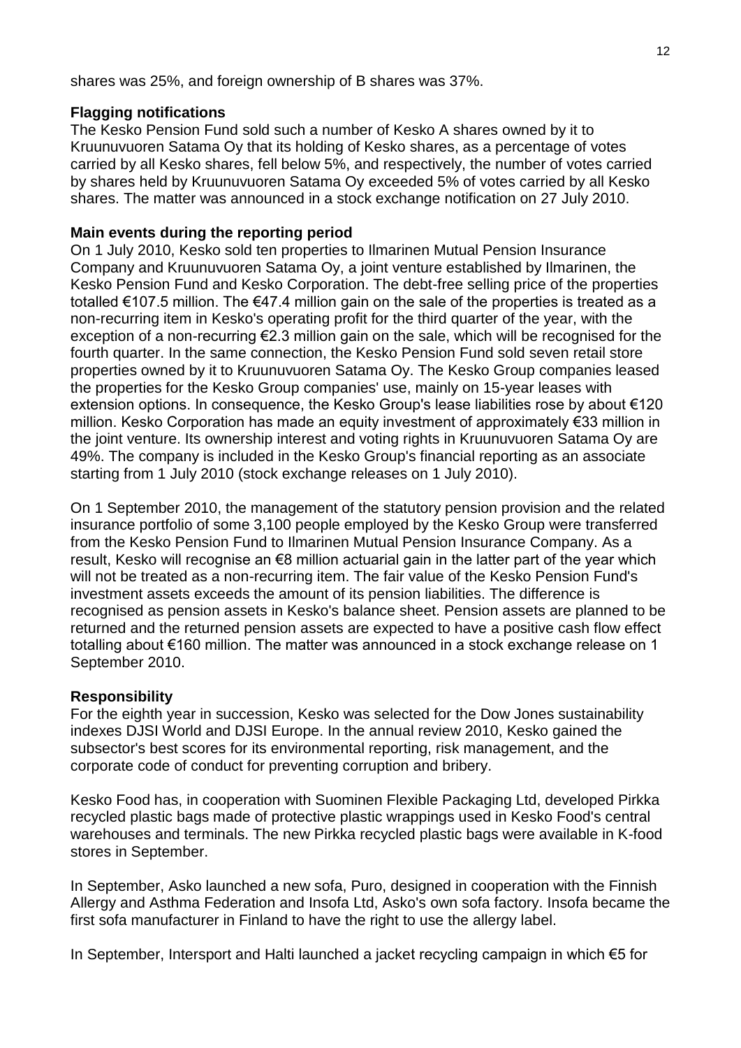shares was 25%, and foreign ownership of B shares was 37%.

**Flagging notifications**

The Kesko Pension Fund sold such a number of Kesko A shares owned by it to Kruunuvuoren Satama Oy that its holding of Kesko shares, as a percentage of votes carried by all Kesko shares, fell below 5%, and respectively, the number of votes carried by shares held by Kruunuvuoren Satama Oy exceeded 5% of votes carried by all Kesko shares. The matter was announced in a stock exchange notification on 27 July 2010.

**Main events during the reporting period**

On 1 July 2010, Kesko sold ten properties to Ilmarinen Mutual Pension Insurance Company and Kruunuvuoren Satama Oy, a joint venture established by Ilmarinen, the Kesko Pension Fund and Kesko Corporation. The debt-free selling price of the properties totalled €107.5 million. The €47.4 million gain on the sale of the properties is treated as a non-recurring item in Kesko's operating profit for the third quarter of the year, with the exception of a non-recurring €2.3 million gain on the sale, which will be recognised for the fourth quarter. In the same connection, the Kesko Pension Fund sold seven retail store properties owned by it to Kruunuvuoren Satama Oy. The Kesko Group companies leased the properties for the Kesko Group companies' use, mainly on 15-year leases with extension options. In consequence, the Kesko Group's lease liabilities rose by about €120 million. Kesko Corporation has made an equity investment of approximately €33 million in the joint venture. Its ownership interest and voting rights in Kruunuvuoren Satama Oy are 49%. The company is included in the Kesko Group's financial reporting as an associate starting from 1 July 2010 (stock exchange releases on 1 July 2010).

On 1 September 2010, the management of the statutory pension provision and the related insurance portfolio of some 3,100 people employed by the Kesko Group were transferred from the Kesko Pension Fund to Ilmarinen Mutual Pension Insurance Company. As a result, Kesko will recognise an €8 million actuarial gain in the latter part of the year which will not be treated as a non-recurring item. The fair value of the Kesko Pension Fund's investment assets exceeds the amount of its pension liabilities. The difference is recognised as pension assets in Kesko's balance sheet. Pension assets are planned to be returned and the returned pension assets are expected to have a positive cash flow effect totalling about €160 million. The matter was announced in a stock exchange release on 1 September 2010.

**Responsibility**

For the eighth year in succession, Kesko was selected for the Dow Jones sustainability indexes DJSI World and DJSI Europe. In the annual review 2010, Kesko gained the subsector's best scores for its environmental reporting, risk management, and the corporate code of conduct for preventing corruption and bribery.

Kesko Food has, in cooperation with Suominen Flexible Packaging Ltd, developed Pirkka recycled plastic bags made of protective plastic wrappings used in Kesko Food's central warehouses and terminals. The new Pirkka recycled plastic bags were available in K-food stores in September.

In September, Asko launched a new sofa, Puro, designed in cooperation with the Finnish Allergy and Asthma Federation and Insofa Ltd, Asko's own sofa factory. Insofa became the first sofa manufacturer in Finland to have the right to use the allergy label.

In September, Intersport and Halti launched a jacket recycling campaign in which €5 for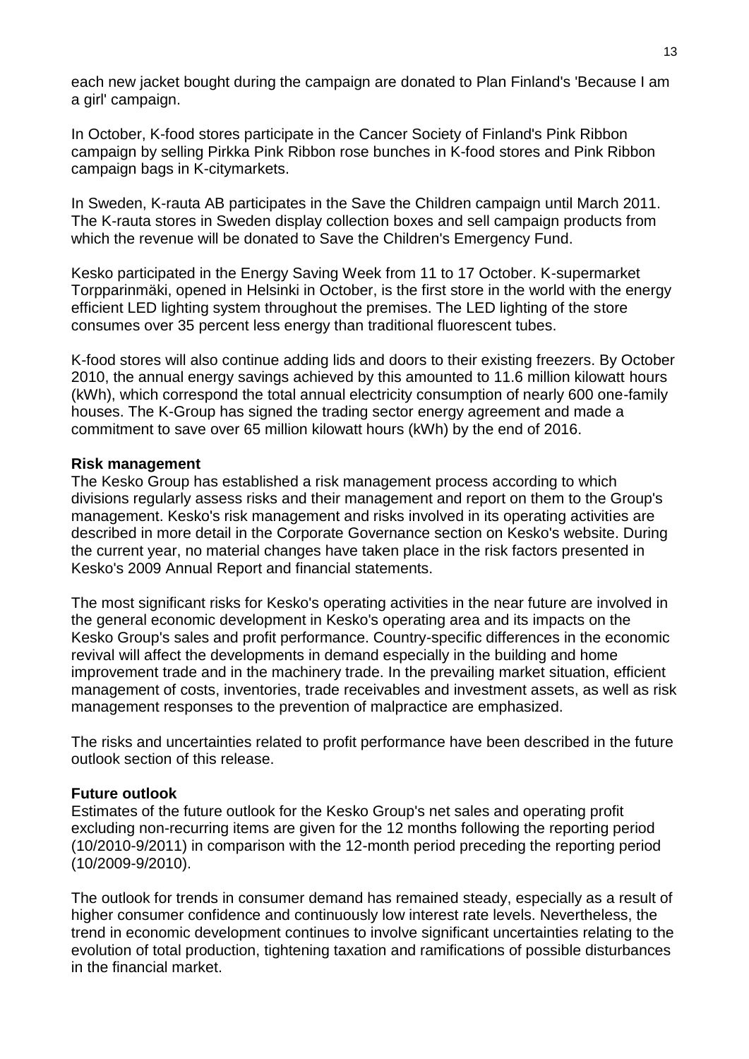each new jacket bought during the campaign are donated to Plan Finland's 'Because I am a girl' campaign.

In October, K-food stores participate in the Cancer Society of Finland's Pink Ribbon campaign by selling Pirkka Pink Ribbon rose bunches in K-food stores and Pink Ribbon campaign bags in K-citymarkets.

In Sweden, K-rauta AB participates in the Save the Children campaign until March 2011. The K-rauta stores in Sweden display collection boxes and sell campaign products from which the revenue will be donated to Save the Children's Emergency Fund.

Kesko participated in the Energy Saving Week from 11 to 17 October. K-supermarket Torpparinmäki, opened in Helsinki in October, is the first store in the world with the energy efficient LED lighting system throughout the premises. The LED lighting of the store consumes over 35 percent less energy than traditional fluorescent tubes.

K-food stores will also continue adding lids and doors to their existing freezers. By October 2010, the annual energy savings achieved by this amounted to 11.6 million kilowatt hours (kWh), which correspond the total annual electricity consumption of nearly 600 one-family houses. The K-Group has signed the trading sector energy agreement and made a commitment to save over 65 million kilowatt hours (kWh) by the end of 2016.

**Risk management**

The Kesko Group has established a risk management process according to which divisions regularly assess risks and their management and report on them to the Group's management. Kesko's risk management and risks involved in its operating activities are described in more detail in the Corporate Governance section on Kesko's website. During the current year, no material changes have taken place in the risk factors presented in Kesko's 2009 Annual Report and financial statements.

The most significant risks for Kesko's operating activities in the near future are involved in the general economic development in Kesko's operating area and its impacts on the Kesko Group's sales and profit performance. Country-specific differences in the economic revival will affect the developments in demand especially in the building and home improvement trade and in the machinery trade. In the prevailing market situation, efficient management of costs, inventories, trade receivables and investment assets, as well as risk management responses to the prevention of malpractice are emphasized.

The risks and uncertainties related to profit performance have been described in the future outlook section of this release.

**Future outlook**

Estimates of the future outlook for the Kesko Group's net sales and operating profit excluding non-recurring items are given for the 12 months following the reporting period (10/2010-9/2011) in comparison with the 12-month period preceding the reporting period (10/2009-9/2010).

The outlook for trends in consumer demand has remained steady, especially as a result of higher consumer confidence and continuously low interest rate levels. Nevertheless, the trend in economic development continues to involve significant uncertainties relating to the evolution of total production, tightening taxation and ramifications of possible disturbances in the financial market.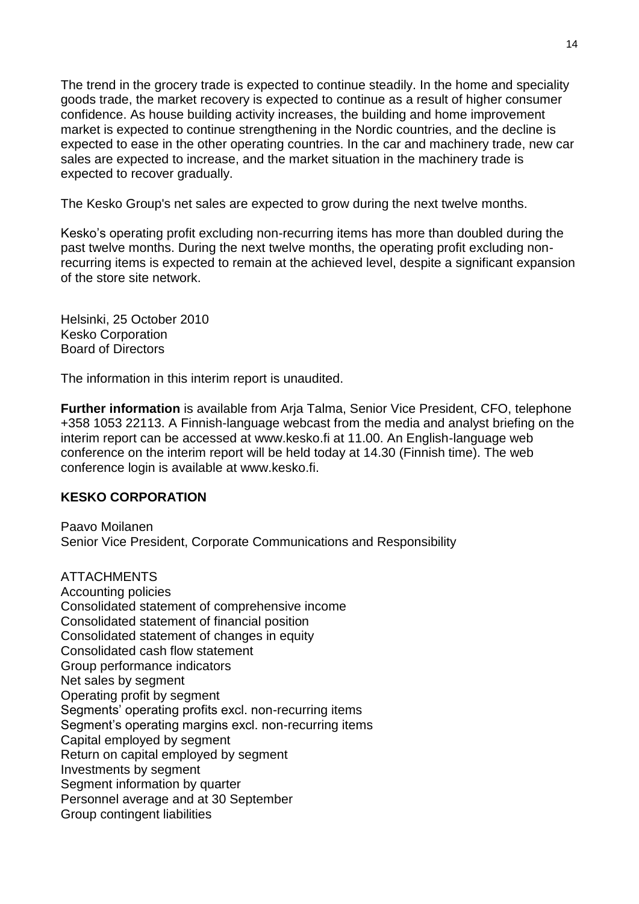The trend in the grocery trade is expected to continue steadily. In the home and speciality goods trade, the market recovery is expected to continue as a result of higher consumer confidence. As house building activity increases, the building and home improvement market is expected to continue strengthening in the Nordic countries, and the decline is expected to ease in the other operating countries. In the car and machinery trade, new car sales are expected to increase, and the market situation in the machinery trade is expected to recover gradually.

The Kesko Group's net sales are expected to grow during the next twelve months.

Kesko's operating profit excluding non-recurring items has more than doubled during the past twelve months. During the next twelve months, the operating profit excluding non-recurring items is expected to remain at the achieved level, despite a significant expansion of the store site network.

Helsinki, 25 October 2010
Kesko Corporation
Board of Directors

The information in this interim report is unaudited.

**Further information** is available from Arja Talma, Senior Vice President, CFO, telephone +358 1053 22113. A Finnish-language webcast from the media and analyst briefing on the interim report can be accessed at www.kesko.fi at 11.00. An English-language web conference on the interim report will be held today at 14.30 (Finnish time). The web conference login is available at www.kesko.fi.

**KESKO CORPORATION**

Paavo Moilanen
Senior Vice President, Corporate Communications and Responsibility

ATTACHMENTS
Accounting policies
Consolidated statement of comprehensive income
Consolidated statement of financial position
Consolidated statement of changes in equity
Consolidated cash flow statement
Group performance indicators
Net sales by segment
Operating profit by segment
Segments' operating profits excl. non-recurring items
Segment's operating margins excl. non-recurring items
Capital employed by segment
Return on capital employed by segment
Investments by segment
Segment information by quarter
Personnel average and at 30 September
Group contingent liabilities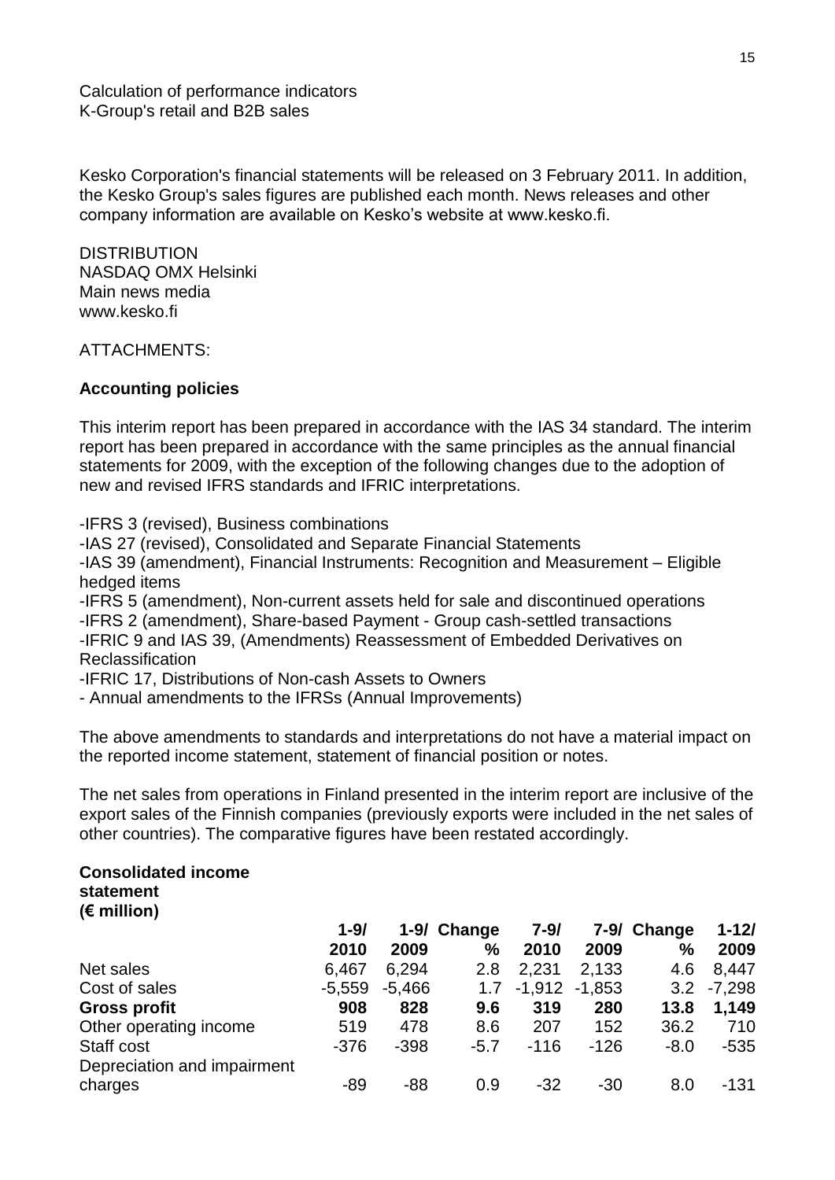Calculation of performance indicators
K-Group's retail and B2B sales

Kesko Corporation's financial statements will be released on 3 February 2011. In addition, the Kesko Group's sales figures are published each month. News releases and other company information are available on Kesko's website at www.kesko.fi.

DISTRIBUTION
NASDAQ OMX Helsinki
Main news media
www.kesko.fi

ATTACHMENTS:

**Accounting policies**

This interim report has been prepared in accordance with the IAS 34 standard. The interim report has been prepared in accordance with the same principles as the annual financial statements for 2009, with the exception of the following changes due to the adoption of new and revised IFRS standards and IFRIC interpretations.

-IFRS 3 (revised), Business combinations
-IAS 27 (revised), Consolidated and Separate Financial Statements
-IAS 39 (amendment), Financial Instruments: Recognition and Measurement – Eligible hedged items
-IFRS 5 (amendment), Non-current assets held for sale and discontinued operations
-IFRS 2 (amendment), Share-based Payment - Group cash-settled transactions
-IFRIC 9 and IAS 39, (Amendments) Reassessment of Embedded Derivatives on Reclassification
-IFRIC 17, Distributions of Non-cash Assets to Owners
- Annual amendments to the IFRSs (Annual Improvements)

The above amendments to standards and interpretations do not have a material impact on the reported income statement, statement of financial position or notes.

The net sales from operations in Finland presented in the interim report are inclusive of the export sales of the Finnish companies (previously exports were included in the net sales of other countries). The comparative figures have been restated accordingly.

**Consolidated income statement (€ million)**

| | 1-9/ 2010 | 1-9/ 2009 | Change % | 7-9/ 2010 | 7-9/ 2009 | Change % | 1-12/ 2009 |
|---|---|---|---|---|---|---|---|
| Net sales | 6,467 | 6,294 | 2.8 | 2,231 | 2,133 | 4.6 | 8,447 |
| Cost of sales | -5,559 | -5,466 | 1.7 | -1,912 | -1,853 | 3.2 | -7,298 |
| **Gross profit** | **908** | **828** | **9.6** | **319** | **280** | **13.8** | **1,149** |
| Other operating income | 519 | 478 | 8.6 | 207 | 152 | 36.2 | 710 |
| Staff cost | -376 | -398 | -5.7 | -116 | -126 | -8.0 | -535 |
| Depreciation and impairment charges | -89 | -88 | 0.9 | -32 | -30 | 8.0 | -131 |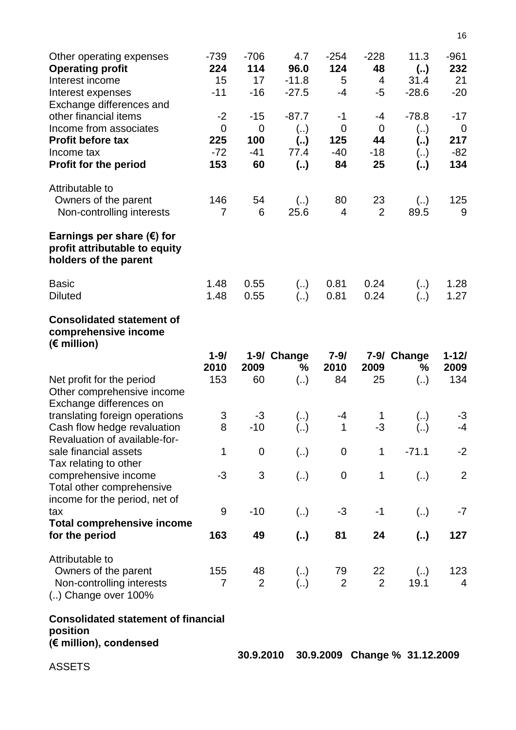| | | | | | | | |
|---|---|---|---|---|---|---|---|
| Other operating expenses | -739 | -706 | 4.7 | -254 | -228 | 11.3 | -961 |
| **Operating profit** | **224** | **114** | **96.0** | **124** | **48** | **(..)** | **232** |
| Interest income | 15 | 17 | -11.8 | 5 | 4 | 31.4 | 21 |
| Interest expenses | -11 | -16 | -27.5 | -4 | -5 | -28.6 | -20 |
| Exchange differences and other financial items | -2 | -15 | -87.7 | -1 | -4 | -78.8 | -17 |
| Income from associates | 0 | 0 | (..) | 0 | 0 | (..) | 0 |
| **Profit before tax** | **225** | **100** | **(..)** | **125** | **44** | **(..)** | **217** |
| Income tax | -72 | -41 | 77.4 | -40 | -18 | (..) | -82 |
| **Profit for the period** | **153** | **60** | **(..)** | **84** | **25** | **(..)** | **134** |
| | | | | | | | |
| Attributable to | | | | | | | |
| Owners of the parent | 146 | 54 | (..) | 80 | 23 | (..) | 125 |
| Non-controlling interests | 7 | 6 | 25.6 | 4 | 2 | 89.5 | 9 |
| | | | | | | | |
| **Earnings per share (€) for profit attributable to equity holders of the parent** | | | | | | | |
| Basic | 1.48 | 0.55 | (..) | 0.81 | 0.24 | (..) | 1.28 |
| Diluted | 1.48 | 0.55 | (..) | 0.81 | 0.24 | (..) | 1.27 |

**Consolidated statement of comprehensive income**
**(€ million)**

| | **1-9/ 2010** | **1-9/ 2009** | **Change %** | **7-9/ 2010** | **7-9/ 2009** | **Change %** | **1-12/ 2009** |
|---|---|---|---|---|---|---|---|
| Net profit for the period | 153 | 60 | (..) | 84 | 25 | (..) | 134 |
| Other comprehensive income | | | | | | | |
| Exchange differences on translating foreign operations | 3 | -3 | (..) | -4 | 1 | (..) | -3 |
| Cash flow hedge revaluation | 8 | -10 | (..) | 1 | -3 | (..) | -4 |
| Revaluation of available-for-sale financial assets | 1 | 0 | (..) | 0 | 1 | -71.1 | -2 |
| Tax relating to other comprehensive income | -3 | 3 | (..) | 0 | 1 | (..) | 2 |
| Total other comprehensive income for the period, net of tax | 9 | -10 | (..) | -3 | -1 | (..) | -7 |
| **Total comprehensive income for the period** | **163** | **49** | **(..)** | **81** | **24** | **(..)** | **127** |
| | | | | | | | |
| Attributable to | | | | | | | |
| Owners of the parent | 155 | 48 | (..) | 79 | 22 | (..) | 123 |
| Non-controlling interests | 7 | 2 | (..) | 2 | 2 | 19.1 | 4 |

(..) Change over 100%

**Consolidated statement of financial position**
**(€ million), condensed**

| | **30.9.2010** | **30.9.2009** | **Change %** | **31.12.2009** |
|---|---|---|---|---|
| ASSETS | | | | |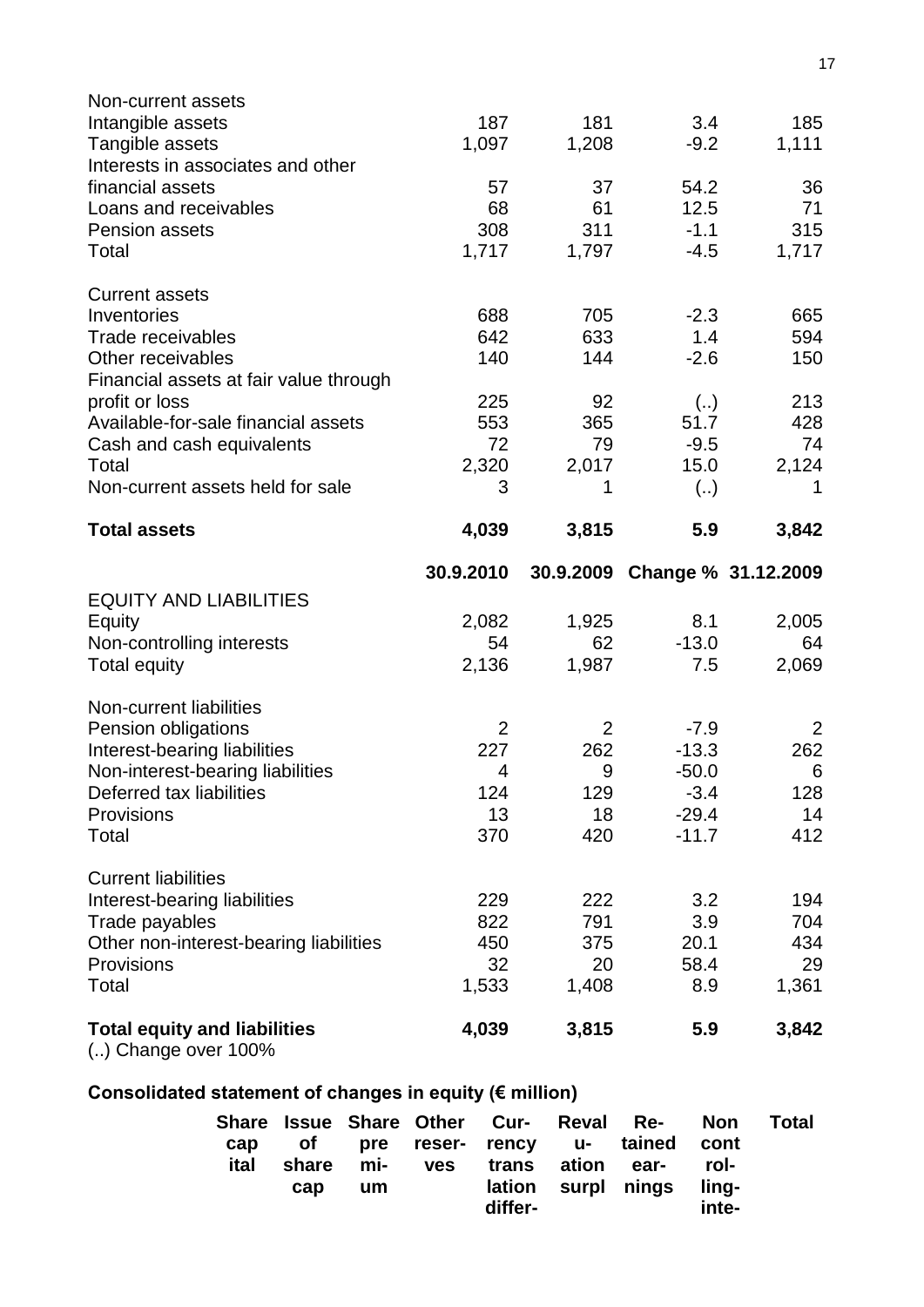| | | | | |
|---|---|---|---|---|
| Non-current assets | | | | |
| Intangible assets | 187 | 181 | 3.4 | 185 |
| Tangible assets | 1,097 | 1,208 | -9.2 | 1,111 |
| Interests in associates and other financial assets | 57 | 37 | 54.2 | 36 |
| Loans and receivables | 68 | 61 | 12.5 | 71 |
| Pension assets | 308 | 311 | -1.1 | 315 |
| Total | 1,717 | 1,797 | -4.5 | 1,717 |
| | | | | |
| Current assets | | | | |
| Inventories | 688 | 705 | -2.3 | 665 |
| Trade receivables | 642 | 633 | 1.4 | 594 |
| Other receivables | 140 | 144 | -2.6 | 150 |
| Financial assets at fair value through profit or loss | 225 | 92 | (..) | 213 |
| Available-for-sale financial assets | 553 | 365 | 51.7 | 428 |
| Cash and cash equivalents | 72 | 79 | -9.5 | 74 |
| Total | 2,320 | 2,017 | 15.0 | 2,124 |
| Non-current assets held for sale | 3 | 1 | (..) | 1 |
| | | | | |
| **Total assets** | **4,039** | **3,815** | **5.9** | **3,842** |

| | **30.9.2010** | **30.9.2009** | **Change %** | **31.12.2009** |
|---|---|---|---|---|
| EQUITY AND LIABILITIES | | | | |
| Equity | 2,082 | 1,925 | 8.1 | 2,005 |
| Non-controlling interests | 54 | 62 | -13.0 | 64 |
| Total equity | 2,136 | 1,987 | 7.5 | 2,069 |
| | | | | |
| Non-current liabilities | | | | |
| Pension obligations | 2 | 2 | -7.9 | 2 |
| Interest-bearing liabilities | 227 | 262 | -13.3 | 262 |
| Non-interest-bearing liabilities | 4 | 9 | -50.0 | 6 |
| Deferred tax liabilities | 124 | 129 | -3.4 | 128 |
| Provisions | 13 | 18 | -29.4 | 14 |
| Total | 370 | 420 | -11.7 | 412 |
| | | | | |
| Current liabilities | | | | |
| Interest-bearing liabilities | 229 | 222 | 3.2 | 194 |
| Trade payables | 822 | 791 | 3.9 | 704 |
| Other non-interest-bearing liabilities | 450 | 375 | 20.1 | 434 |
| Provisions | 32 | 20 | 58.4 | 29 |
| Total | 1,533 | 1,408 | 8.9 | 1,361 |
| | | | | |
| **Total equity and liabilities** | **4,039** | **3,815** | **5.9** | **3,842** |

(..) Change over 100%

**Consolidated statement of changes in equity (€ million)**

| | **Share capital** | **Issue of share cap** | **Share premium** | **Other reserves** | **Currency translation differ-** | **Revaluation surpl** | **Retained earnings** | **Non controlling inte-** | **Total** |
|---|---|---|---|---|---|---|---|---|---|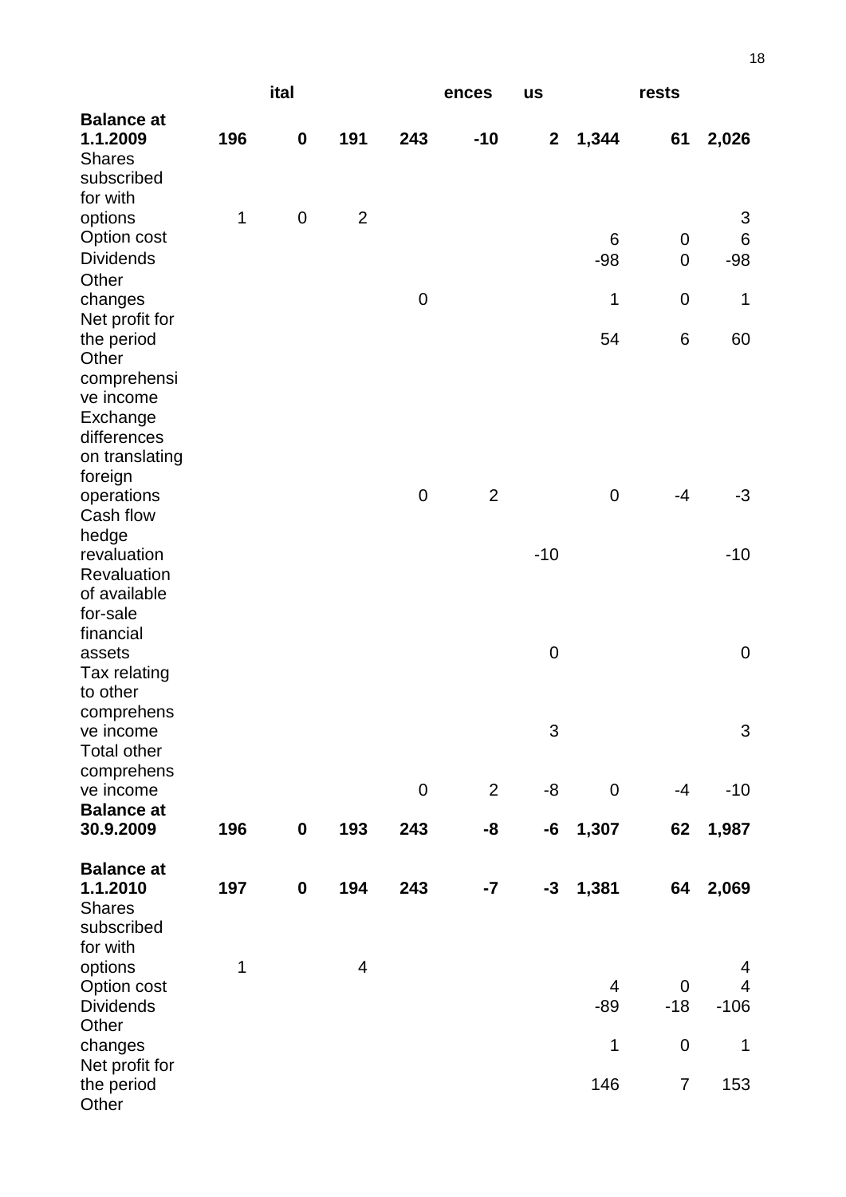| | ital | | | | ences | us | | rests | |
|---|---|---|---|---|---|---|---|---|---|
| **Balance at 1.1.2009** | **196** | **0** | **191** | **243** | **-10** | **2** | **1,344** | **61** | **2,026** |
| Shares subscribed for with options | 1 | 0 | 2 | | | | | | 3 |
| Option cost | | | | | | | 6 | 0 | 6 |
| Dividends | | | | | | | -98 | 0 | -98 |
| Other changes | | | | 0 | | | 1 | 0 | 1 |
| Net profit for the period | | | | | | | 54 | 6 | 60 |
| Other comprehensive income | | | | | | | | | |
| Exchange differences on translating foreign operations | | | | 0 | 2 | | 0 | -4 | -3 |
| Cash flow hedge revaluation | | | | | | -10 | | | -10 |
| Revaluation of available for-sale financial assets | | | | | | 0 | | | 0 |
| Tax relating to other comprehensve income | | | | | | 3 | | | 3 |
| Total other comprehensve income | | | | 0 | 2 | -8 | 0 | -4 | -10 |
| **Balance at 30.9.2009** | **196** | **0** | **193** | **243** | **-8** | **-6** | **1,307** | **62** | **1,987** |
| **Balance at 1.1.2010** | **197** | **0** | **194** | **243** | **-7** | **-3** | **1,381** | **64** | **2,069** |
| Shares subscribed for with options | 1 | | 4 | | | | | | 4 |
| Option cost | | | | | | | 4 | 0 | 4 |
| Dividends | | | | | | | -89 | -18 | -106 |
| Other changes | | | | | | | 1 | 0 | 1 |
| Net profit for the period | | | | | | | 146 | 7 | 153 |
| Other | | | | | | | | | |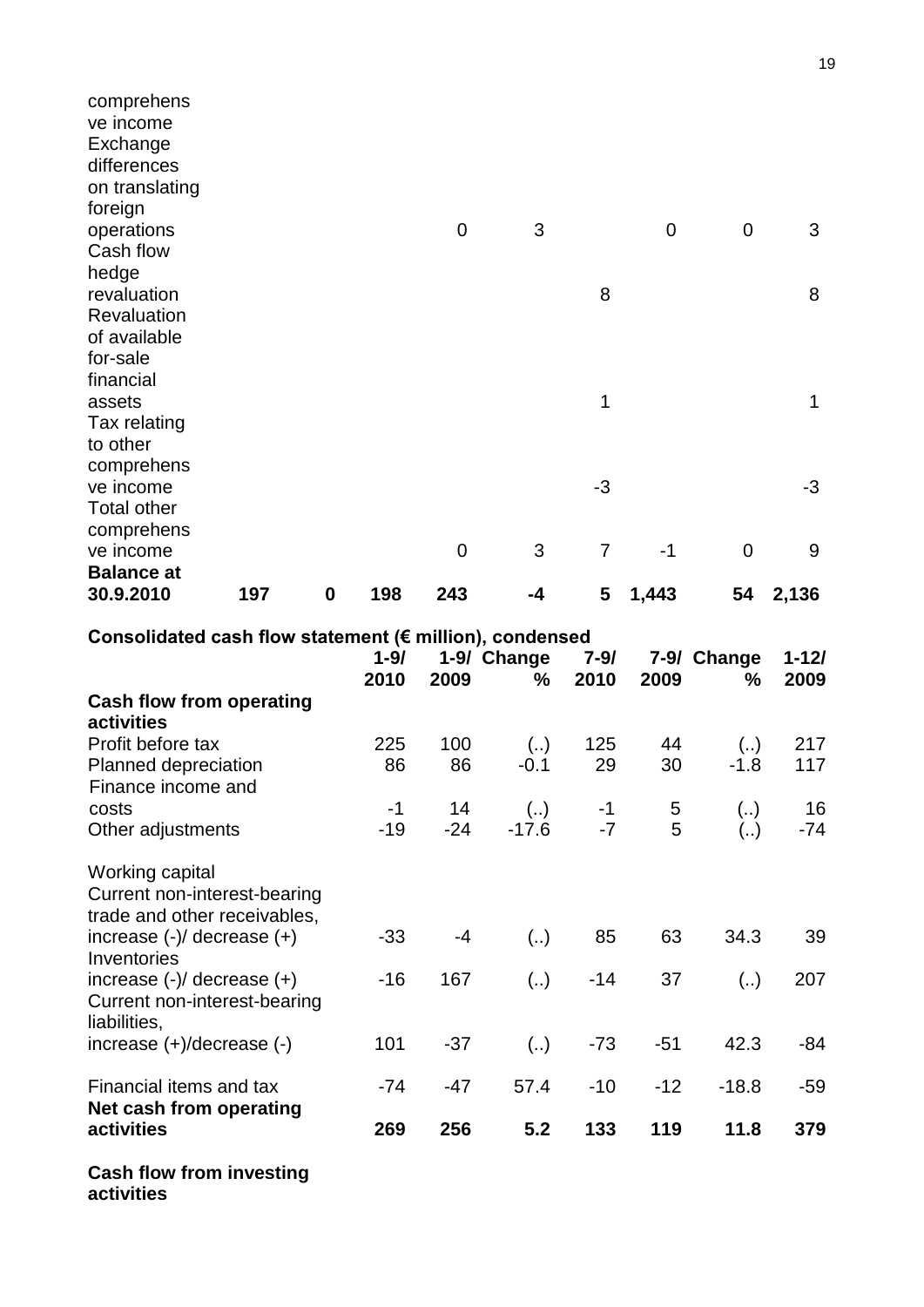| | | | | | | | | | |
|---|---|---|---|---|---|---|---|---|---|
| comprehensive income | | | | | | | | | |
| Exchange differences on translating foreign operations | | | | 0 | 3 | | 0 | 0 | 3 |
| Cash flow hedge revaluation | | | | | | 8 | | | 8 |
| Revaluation of available for-sale financial assets | | | | | | 1 | | | 1 |
| Tax relating to other comprehensive income | | | | | | -3 | | | -3 |
| Total other comprehensive income | | | | 0 | 3 | 7 | -1 | 0 | 9 |
| **Balance at 30.9.2010** | **197** | **0** | **198** | **243** | **-4** | **5** | **1,443** | **54** | **2,136** |

**Consolidated cash flow statement (€ million), condensed**

| | 1-9/ 2010 | 1-9/ 2009 | Change % | 7-9/ 2010 | 7-9/ 2009 | Change % | 1-12/ 2009 |
|---|---|---|---|---|---|---|---|
| **Cash flow from operating activities** | | | | | | | |
| Profit before tax | 225 | 100 | (..) | 125 | 44 | (..) | 217 |
| Planned depreciation | 86 | 86 | -0.1 | 29 | 30 | -1.8 | 117 |
| Finance income and costs | -1 | 14 | (..) | -1 | 5 | (..) | 16 |
| Other adjustments | -19 | -24 | -17.6 | -7 | 5 | (..) | -74 |
| Working capital | | | | | | | |
| Current non-interest-bearing trade and other receivables, increase (-)/ decrease (+) | -33 | -4 | (..) | 85 | 63 | 34.3 | 39 |
| Inventories increase (-)/ decrease (+) | -16 | 167 | (..) | -14 | 37 | (..) | 207 |
| Current non-interest-bearing liabilities, increase (+)/decrease (-) | 101 | -37 | (..) | -73 | -51 | 42.3 | -84 |
| Financial items and tax | -74 | -47 | 57.4 | -10 | -12 | -18.8 | -59 |
| **Net cash from operating activities** | **269** | **256** | **5.2** | **133** | **119** | **11.8** | **379** |
| **Cash flow from investing activities** | | | | | | | |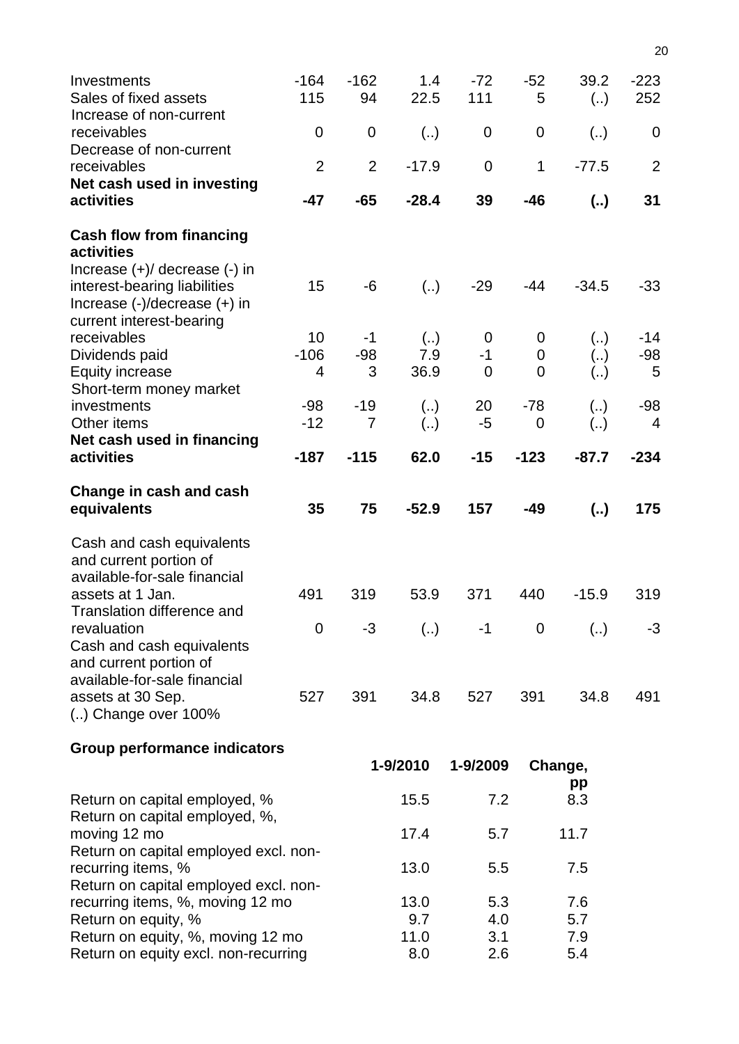| | | | | | | | |
|---|---|---|---|---|---|---|---|
| Investments | -164 | -162 | 1.4 | -72 | -52 | 39.2 | -223 |
| Sales of fixed assets | 115 | 94 | 22.5 | 111 | 5 | (..) | 252 |
| Increase of non-current receivables | 0 | 0 | (..) | 0 | 0 | (..) | 0 |
| Decrease of non-current receivables | 2 | 2 | -17.9 | 0 | 1 | -77.5 | 2 |
| **Net cash used in investing activities** | **-47** | **-65** | **-28.4** | **39** | **-46** | **(..)** | **31** |
| **Cash flow from financing activities** | | | | | | | |
| Increase (+)/ decrease (-) in interest-bearing liabilities | 15 | -6 | (..) | -29 | -44 | -34.5 | -33 |
| Increase (-)/decrease (+) in current interest-bearing receivables | 10 | -1 | (..) | 0 | 0 | (..) | -14 |
| Dividends paid | -106 | -98 | 7.9 | -1 | 0 | (..) | -98 |
| Equity increase | 4 | 3 | 36.9 | 0 | 0 | (..) | 5 |
| Short-term money market investments | -98 | -19 | (..) | 20 | -78 | (..) | -98 |
| Other items | -12 | 7 | (..) | -5 | 0 | (..) | 4 |
| **Net cash used in financing activities** | **-187** | **-115** | **62.0** | **-15** | **-123** | **-87.7** | **-234** |
| **Change in cash and cash equivalents** | **35** | **75** | **-52.9** | **157** | **-49** | **(..)** | **175** |
| Cash and cash equivalents and current portion of available-for-sale financial assets at 1 Jan. | 491 | 319 | 53.9 | 371 | 440 | -15.9 | 319 |
| Translation difference and revaluation | 0 | -3 | (..) | -1 | 0 | (..) | -3 |
| Cash and cash equivalents and current portion of available-for-sale financial assets at 30 Sep. | 527 | 391 | 34.8 | 527 | 391 | 34.8 | 491 |

(..) Change over 100%

**Group performance indicators**

| | 1-9/2010 | 1-9/2009 | Change, pp |
|---|---|---|---|
| Return on capital employed, % | 15.5 | 7.2 | 8.3 |
| Return on capital employed, %, moving 12 mo | 17.4 | 5.7 | 11.7 |
| Return on capital employed excl. non-recurring items, % | 13.0 | 5.5 | 7.5 |
| Return on capital employed excl. non-recurring items, %, moving 12 mo | 13.0 | 5.3 | 7.6 |
| Return on equity, % | 9.7 | 4.0 | 5.7 |
| Return on equity, %, moving 12 mo | 11.0 | 3.1 | 7.9 |
| Return on equity excl. non-recurring | 8.0 | 2.6 | 5.4 |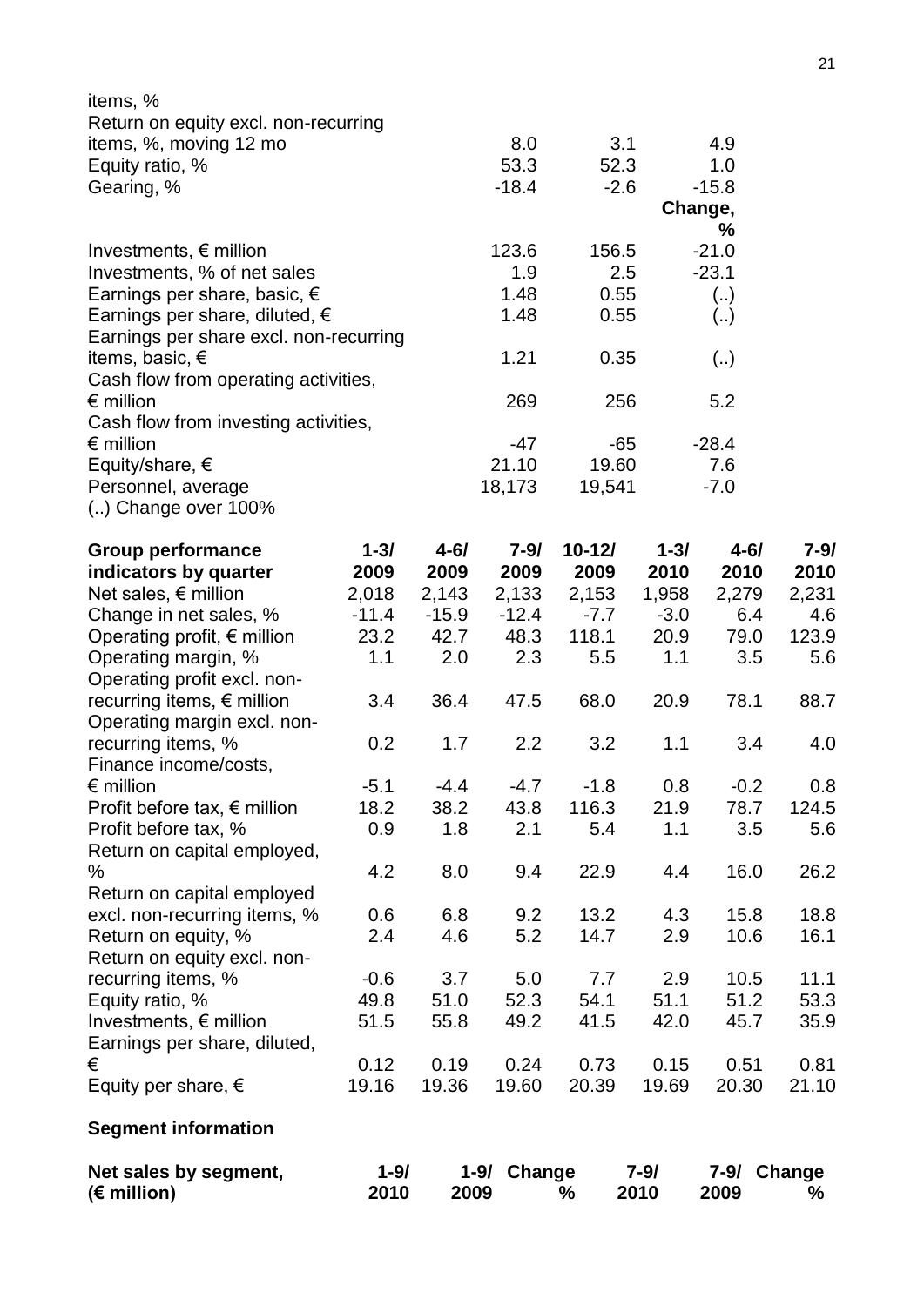| | | | |
|---|---|---|---|
| items, % | | | |
| Return on equity excl. non-recurring items, %, moving 12 mo | 8.0 | 3.1 | 4.9 |
| Equity ratio, % | 53.3 | 52.3 | 1.0 |
| Gearing, % | -18.4 | -2.6 | -15.8 |
| | | | Change, % |
| Investments, € million | 123.6 | 156.5 | -21.0 |
| Investments, % of net sales | 1.9 | 2.5 | -23.1 |
| Earnings per share, basic, € | 1.48 | 0.55 | (..) |
| Earnings per share, diluted, € | 1.48 | 0.55 | (..) |
| Earnings per share excl. non-recurring items, basic, € | 1.21 | 0.35 | (..) |
| Cash flow from operating activities, € million | 269 | 256 | 5.2 |
| Cash flow from investing activities, € million | -47 | -65 | -28.4 |
| Equity/share, € | 21.10 | 19.60 | 7.6 |
| Personnel, average | 18,173 | 19,541 | -7.0 |

(..) Change over 100%

| Group performance indicators by quarter | 1-3/ 2009 | 4-6/ 2009 | 7-9/ 2009 | 10-12/ 2009 | 1-3/ 2010 | 4-6/ 2010 | 7-9/ 2010 |
|---|---|---|---|---|---|---|---|
| Net sales, € million | 2,018 | 2,143 | 2,133 | 2,153 | 1,958 | 2,279 | 2,231 |
| Change in net sales, % | -11.4 | -15.9 | -12.4 | -7.7 | -3.0 | 6.4 | 4.6 |
| Operating profit, € million | 23.2 | 42.7 | 48.3 | 118.1 | 20.9 | 79.0 | 123.9 |
| Operating margin, % | 1.1 | 2.0 | 2.3 | 5.5 | 1.1 | 3.5 | 5.6 |
| Operating profit excl. non-recurring items, € million | 3.4 | 36.4 | 47.5 | 68.0 | 20.9 | 78.1 | 88.7 |
| Operating margin excl. non-recurring items, % | 0.2 | 1.7 | 2.2 | 3.2 | 1.1 | 3.4 | 4.0 |
| Finance income/costs, € million | -5.1 | -4.4 | -4.7 | -1.8 | 0.8 | -0.2 | 0.8 |
| Profit before tax, € million | 18.2 | 38.2 | 43.8 | 116.3 | 21.9 | 78.7 | 124.5 |
| Profit before tax, % | 0.9 | 1.8 | 2.1 | 5.4 | 1.1 | 3.5 | 5.6 |
| Return on capital employed, % | 4.2 | 8.0 | 9.4 | 22.9 | 4.4 | 16.0 | 26.2 |
| Return on capital employed excl. non-recurring items, % | 0.6 | 6.8 | 9.2 | 13.2 | 4.3 | 15.8 | 18.8 |
| Return on equity, % | 2.4 | 4.6 | 5.2 | 14.7 | 2.9 | 10.6 | 16.1 |
| Return on equity excl. non-recurring items, % | -0.6 | 3.7 | 5.0 | 7.7 | 2.9 | 10.5 | 11.1 |
| Equity ratio, % | 49.8 | 51.0 | 52.3 | 54.1 | 51.1 | 51.2 | 53.3 |
| Investments, € million | 51.5 | 55.8 | 49.2 | 41.5 | 42.0 | 45.7 | 35.9 |
| Earnings per share, diluted, € | 0.12 | 0.19 | 0.24 | 0.73 | 0.15 | 0.51 | 0.81 |
| Equity per share, € | 19.16 | 19.36 | 19.60 | 20.39 | 19.69 | 20.30 | 21.10 |

**Segment information**

| Net sales by segment, (€ million) | 1-9/ 2010 | 1-9/ 2009 | Change % | 7-9/ 2010 | 7-9/ 2009 | Change % |
|---|---|---|---|---|---|---|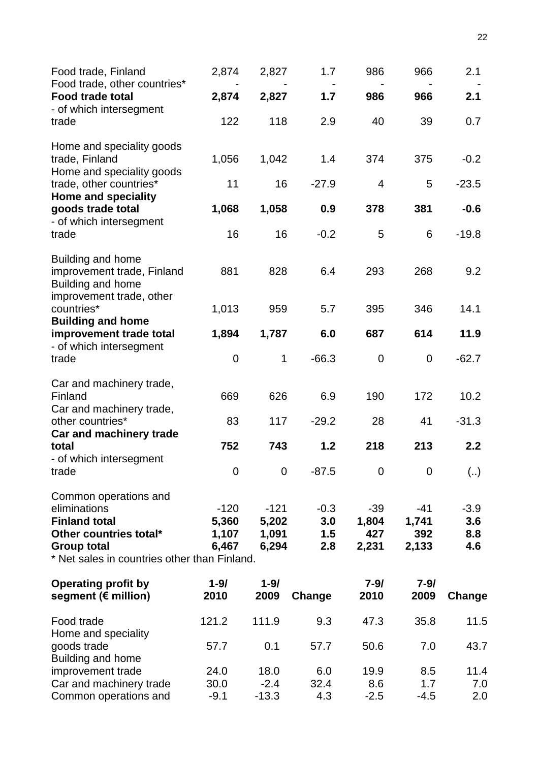| | | | | | | |
|---|---|---|---|---|---|---|
| Food trade, Finland | 2,874 | 2,827 | 1.7 | 986 | 966 | 2.1 |
| Food trade, other countries* | - | - | - | - | - | - |
| **Food trade total** | **2,874** | **2,827** | **1.7** | **986** | **966** | **2.1** |
| - of which intersegment trade | 122 | 118 | 2.9 | 40 | 39 | 0.7 |
| Home and speciality goods trade, Finland | 1,056 | 1,042 | 1.4 | 374 | 375 | -0.2 |
| Home and speciality goods trade, other countries* | 11 | 16 | -27.9 | 4 | 5 | -23.5 |
| **Home and speciality goods trade total** | **1,068** | **1,058** | **0.9** | **378** | **381** | **-0.6** |
| - of which intersegment trade | 16 | 16 | -0.2 | 5 | 6 | -19.8 |
| Building and home improvement trade, Finland | 881 | 828 | 6.4 | 293 | 268 | 9.2 |
| Building and home improvement trade, other countries* | 1,013 | 959 | 5.7 | 395 | 346 | 14.1 |
| **Building and home improvement trade total** | **1,894** | **1,787** | **6.0** | **687** | **614** | **11.9** |
| - of which intersegment trade | 0 | 1 | -66.3 | 0 | 0 | -62.7 |
| Car and machinery trade, Finland | 669 | 626 | 6.9 | 190 | 172 | 10.2 |
| Car and machinery trade, other countries* | 83 | 117 | -29.2 | 28 | 41 | -31.3 |
| **Car and machinery trade total** | **752** | **743** | **1.2** | **218** | **213** | **2.2** |
| - of which intersegment trade | 0 | 0 | -87.5 | 0 | 0 | (..) |
| Common operations and eliminations | -120 | -121 | -0.3 | -39 | -41 | -3.9 |
| **Finland total** | **5,360** | **5,202** | **3.0** | **1,804** | **1,741** | **3.6** |
| **Other countries total*** | **1,107** | **1,091** | **1.5** | **427** | **392** | **8.8** |
| **Group total** | **6,467** | **6,294** | **2.8** | **2,231** | **2,133** | **4.6** |

* Net sales in countries other than Finland.

| **Operating profit by segment (€ million)** | **1-9/ 2010** | **1-9/ 2009** | **Change** | **7-9/ 2010** | **7-9/ 2009** | **Change** |
|---|---|---|---|---|---|---|
| Food trade | 121.2 | 111.9 | 9.3 | 47.3 | 35.8 | 11.5 |
| Home and speciality goods trade | 57.7 | 0.1 | 57.7 | 50.6 | 7.0 | 43.7 |
| Building and home improvement trade | 24.0 | 18.0 | 6.0 | 19.9 | 8.5 | 11.4 |
| Car and machinery trade | 30.0 | -2.4 | 32.4 | 8.6 | 1.7 | 7.0 |
| Common operations and | -9.1 | -13.3 | 4.3 | -2.5 | -4.5 | 2.0 |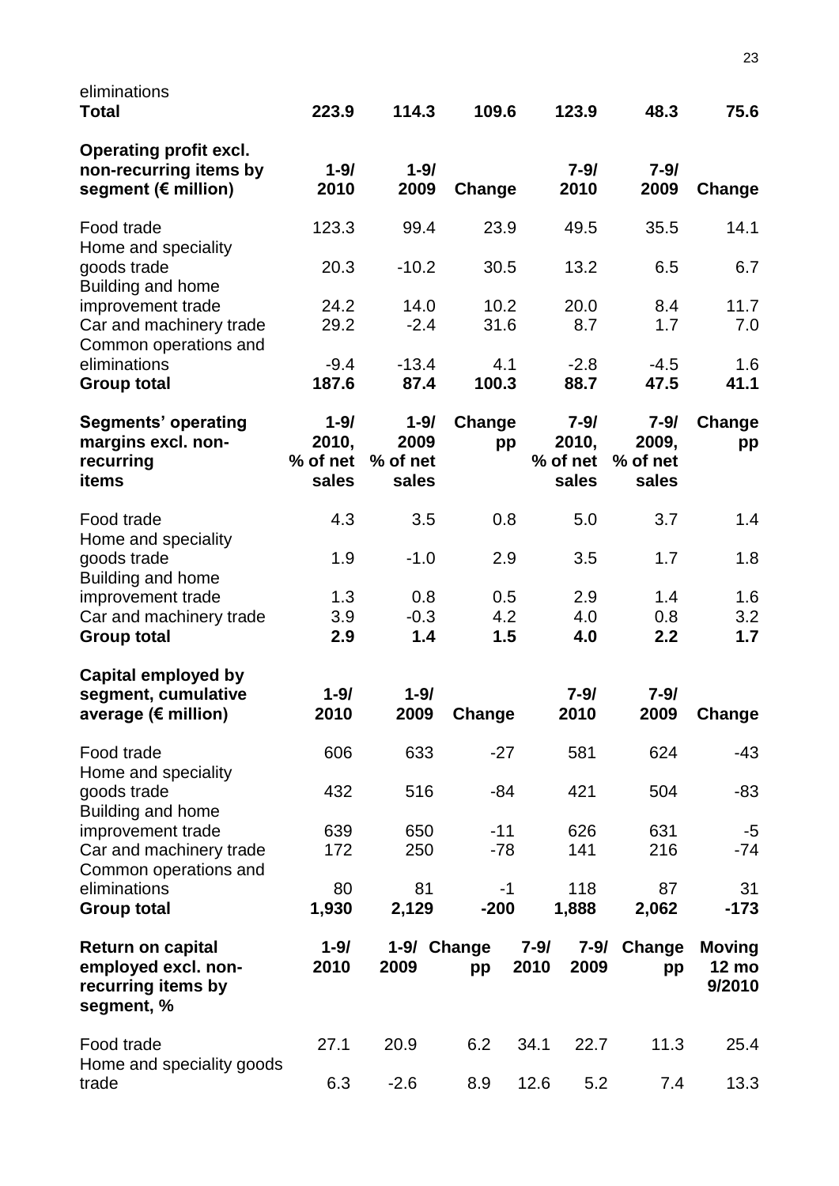| eliminations | | | | | | |
|---|---|---|---|---|---|---|
| **Total** | **223.9** | **114.3** | **109.6** | **123.9** | **48.3** | **75.6** |

| **Operating profit excl. non-recurring items by segment (€ million)** | **1-9/ 2010** | **1-9/ 2009** | **Change** | **7-9/ 2010** | **7-9/ 2009** | **Change** |
|---|---|---|---|---|---|---|
| Food trade | 123.3 | 99.4 | 23.9 | 49.5 | 35.5 | 14.1 |
| Home and speciality goods trade | 20.3 | -10.2 | 30.5 | 13.2 | 6.5 | 6.7 |
| Building and home improvement trade | 24.2 | 14.0 | 10.2 | 20.0 | 8.4 | 11.7 |
| Car and machinery trade | 29.2 | -2.4 | 31.6 | 8.7 | 1.7 | 7.0 |
| Common operations and eliminations | -9.4 | -13.4 | 4.1 | -2.8 | -4.5 | 1.6 |
| **Group total** | **187.6** | **87.4** | **100.3** | **88.7** | **47.5** | **41.1** |

| **Segments' operating margins excl. non-recurring items** | **1-9/ 2010, % of net sales** | **1-9/ 2009 % of net sales** | **Change pp** | **7-9/ 2010, % of net sales** | **7-9/ 2009, % of net sales** | **Change pp** |
|---|---|---|---|---|---|---|
| Food trade | 4.3 | 3.5 | 0.8 | 5.0 | 3.7 | 1.4 |
| Home and speciality goods trade | 1.9 | -1.0 | 2.9 | 3.5 | 1.7 | 1.8 |
| Building and home improvement trade | 1.3 | 0.8 | 0.5 | 2.9 | 1.4 | 1.6 |
| Car and machinery trade | 3.9 | -0.3 | 4.2 | 4.0 | 0.8 | 3.2 |
| **Group total** | **2.9** | **1.4** | **1.5** | **4.0** | **2.2** | **1.7** |

| **Capital employed by segment, cumulative average (€ million)** | **1-9/ 2010** | **1-9/ 2009** | **Change** | **7-9/ 2010** | **7-9/ 2009** | **Change** |
|---|---|---|---|---|---|---|
| Food trade | 606 | 633 | -27 | 581 | 624 | -43 |
| Home and speciality goods trade | 432 | 516 | -84 | 421 | 504 | -83 |
| Building and home improvement trade | 639 | 650 | -11 | 626 | 631 | -5 |
| Car and machinery trade | 172 | 250 | -78 | 141 | 216 | -74 |
| Common operations and eliminations | 80 | 81 | -1 | 118 | 87 | 31 |
| **Group total** | **1,930** | **2,129** | **-200** | **1,888** | **2,062** | **-173** |

| **Return on capital employed excl. non-recurring items by segment, %** | **1-9/ 2010** | **1-9/ 2009** | **Change pp** | **7-9/ 2010** | **7-9/ 2009** | **Change pp** | **Moving 12 mo 9/2010** |
|---|---|---|---|---|---|---|---|
| Food trade | 27.1 | 20.9 | 6.2 | 34.1 | 22.7 | 11.3 | 25.4 |
| Home and speciality goods trade | 6.3 | -2.6 | 8.9 | 12.6 | 5.2 | 7.4 | 13.3 |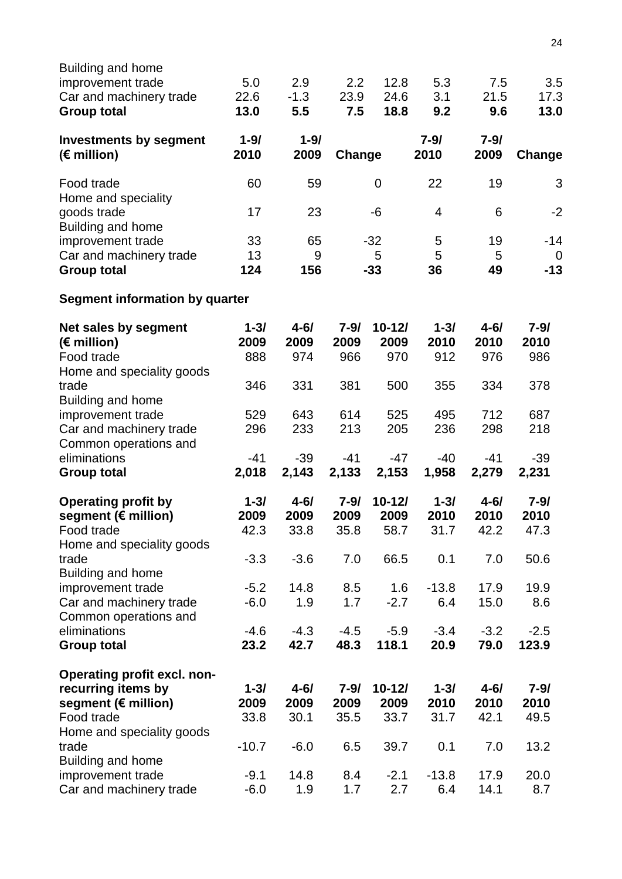| | | | | | | | |
|---|---|---|---|---|---|---|---|
| Building and home improvement trade | 5.0 | 2.9 | 2.2 | 12.8 | 5.3 | 7.5 | 3.5 |
| Car and machinery trade | 22.6 | -1.3 | 23.9 | 24.6 | 3.1 | 21.5 | 17.3 |
| **Group total** | **13.0** | **5.5** | **7.5** | **18.8** | **9.2** | **9.6** | **13.0** |

| **Investments by segment (€ million)** | **1-9/ 2010** | **1-9/ 2009** | **Change** | **7-9/ 2010** | **7-9/ 2009** | **Change** |
|---|---|---|---|---|---|---|
| Food trade | 60 | 59 | 0 | 22 | 19 | 3 |
| Home and speciality goods trade | 17 | 23 | -6 | 4 | 6 | -2 |
| Building and home improvement trade | 33 | 65 | -32 | 5 | 19 | -14 |
| Car and machinery trade | 13 | 9 | 5 | 5 | 5 | 0 |
| **Group total** | **124** | **156** | **-33** | **36** | **49** | **-13** |

**Segment information by quarter**

| **Net sales by segment (€ million)** | **1-3/ 2009** | **4-6/ 2009** | **7-9/ 2009** | **10-12/ 2009** | **1-3/ 2010** | **4-6/ 2010** | **7-9/ 2010** |
|---|---|---|---|---|---|---|---|
| Food trade | 888 | 974 | 966 | 970 | 912 | 976 | 986 |
| Home and speciality goods trade | 346 | 331 | 381 | 500 | 355 | 334 | 378 |
| Building and home improvement trade | 529 | 643 | 614 | 525 | 495 | 712 | 687 |
| Car and machinery trade | 296 | 233 | 213 | 205 | 236 | 298 | 218 |
| Common operations and eliminations | -41 | -39 | -41 | -47 | -40 | -41 | -39 |
| **Group total** | **2,018** | **2,143** | **2,133** | **2,153** | **1,958** | **2,279** | **2,231** |

| **Operating profit by segment (€ million)** | **1-3/ 2009** | **4-6/ 2009** | **7-9/ 2009** | **10-12/ 2009** | **1-3/ 2010** | **4-6/ 2010** | **7-9/ 2010** |
|---|---|---|---|---|---|---|---|
| Food trade | 42.3 | 33.8 | 35.8 | 58.7 | 31.7 | 42.2 | 47.3 |
| Home and speciality goods trade | -3.3 | -3.6 | 7.0 | 66.5 | 0.1 | 7.0 | 50.6 |
| Building and home improvement trade | -5.2 | 14.8 | 8.5 | 1.6 | -13.8 | 17.9 | 19.9 |
| Car and machinery trade | -6.0 | 1.9 | 1.7 | -2.7 | 6.4 | 15.0 | 8.6 |
| Common operations and eliminations | -4.6 | -4.3 | -4.5 | -5.9 | -3.4 | -3.2 | -2.5 |
| **Group total** | **23.2** | **42.7** | **48.3** | **118.1** | **20.9** | **79.0** | **123.9** |

| **Operating profit excl. non-recurring items by segment (€ million)** | **1-3/ 2009** | **4-6/ 2009** | **7-9/ 2009** | **10-12/ 2009** | **1-3/ 2010** | **4-6/ 2010** | **7-9/ 2010** |
|---|---|---|---|---|---|---|---|
| Food trade | 33.8 | 30.1 | 35.5 | 33.7 | 31.7 | 42.1 | 49.5 |
| Home and speciality goods trade | -10.7 | -6.0 | 6.5 | 39.7 | 0.1 | 7.0 | 13.2 |
| Building and home improvement trade | -9.1 | 14.8 | 8.4 | -2.1 | -13.8 | 17.9 | 20.0 |
| Car and machinery trade | -6.0 | 1.9 | 1.7 | 2.7 | 6.4 | 14.1 | 8.7 |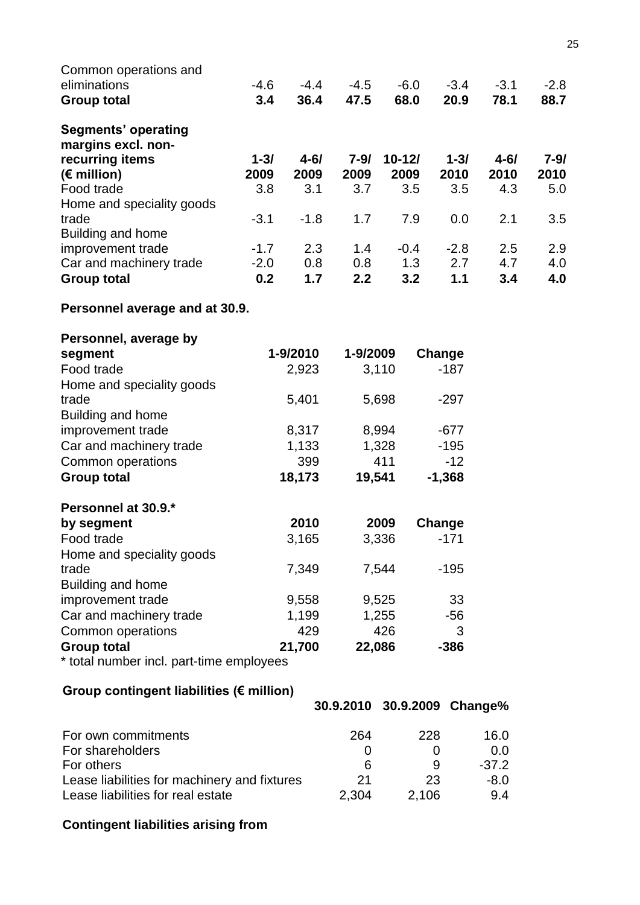| | | | | | | | |
|---|---|---|---|---|---|---|---|
| Common operations and eliminations | -4.6 | -4.4 | -4.5 | -6.0 | -3.4 | -3.1 | -2.8 |
| **Group total** | **3.4** | **36.4** | **47.5** | **68.0** | **20.9** | **78.1** | **88.7** |

| **Segments' operating margins excl. non-recurring items (€ million)** | **1-3/ 2009** | **4-6/ 2009** | **7-9/ 2009** | **10-12/ 2009** | **1-3/ 2010** | **4-6/ 2010** | **7-9/ 2010** |
|---|---|---|---|---|---|---|---|
| Food trade | 3.8 | 3.1 | 3.7 | 3.5 | 3.5 | 4.3 | 5.0 |
| Home and speciality goods trade | -3.1 | -1.8 | 1.7 | 7.9 | 0.0 | 2.1 | 3.5 |
| Building and home improvement trade | -1.7 | 2.3 | 1.4 | -0.4 | -2.8 | 2.5 | 2.9 |
| Car and machinery trade | -2.0 | 0.8 | 0.8 | 1.3 | 2.7 | 4.7 | 4.0 |
| **Group total** | **0.2** | **1.7** | **2.2** | **3.2** | **1.1** | **3.4** | **4.0** |

**Personnel average and at 30.9.**

| **Personnel, average by segment** | **1-9/2010** | **1-9/2009** | **Change** |
|---|---|---|---|
| Food trade | 2,923 | 3,110 | -187 |
| Home and speciality goods trade | 5,401 | 5,698 | -297 |
| Building and home improvement trade | 8,317 | 8,994 | -677 |
| Car and machinery trade | 1,133 | 1,328 | -195 |
| Common operations | 399 | 411 | -12 |
| **Group total** | **18,173** | **19,541** | **-1,368** |

| **Personnel at 30.9.* by segment** | **2010** | **2009** | **Change** |
|---|---|---|---|
| Food trade | 3,165 | 3,336 | -171 |
| Home and speciality goods trade | 7,349 | 7,544 | -195 |
| Building and home improvement trade | 9,558 | 9,525 | 33 |
| Car and machinery trade | 1,199 | 1,255 | -56 |
| Common operations | 429 | 426 | 3 |
| **Group total** | **21,700** | **22,086** | **-386** |

* total number incl. part-time employees

**Group contingent liabilities (€ million)**

| | **30.9.2010** | **30.9.2009** | **Change%** |
|---|---|---|---|
| For own commitments | 264 | 228 | 16.0 |
| For shareholders | 0 | 0 | 0.0 |
| For others | 6 | 9 | -37.2 |
| Lease liabilities for machinery and fixtures | 21 | 23 | -8.0 |
| Lease liabilities for real estate | 2,304 | 2,106 | 9.4 |

**Contingent liabilities arising from**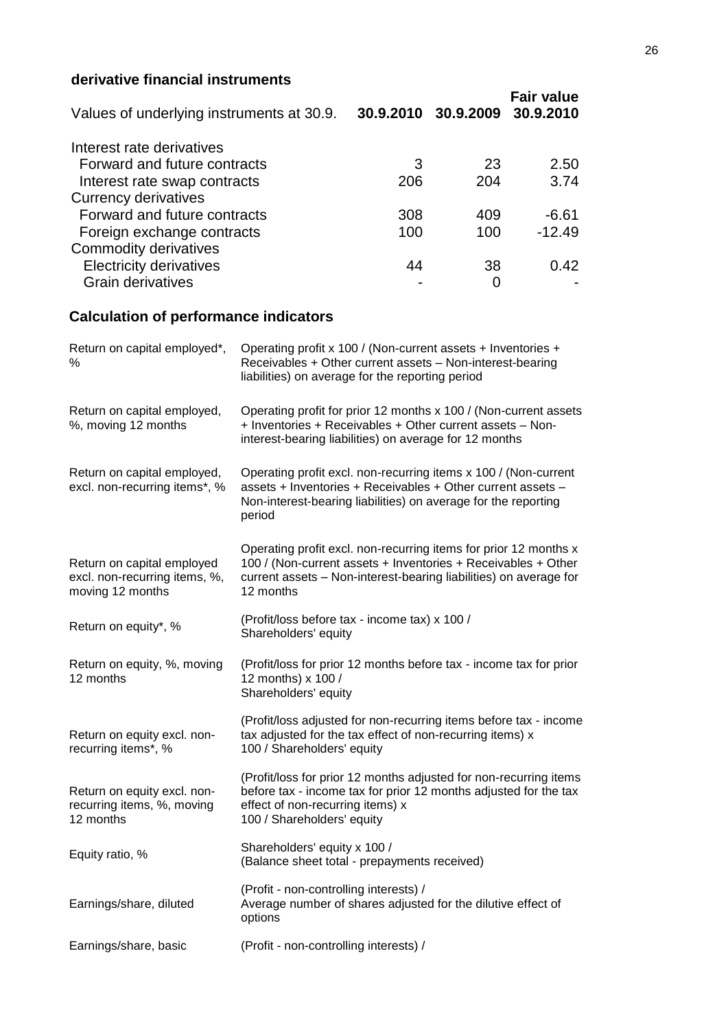**derivative financial instruments**

| Values of underlying instruments at 30.9. | 30.9.2010 | 30.9.2009 | Fair value 30.9.2010 |
|---|---|---|---|
| Interest rate derivatives | | | |
| Forward and future contracts | 3 | 23 | 2.50 |
| Interest rate swap contracts | 206 | 204 | 3.74 |
| Currency derivatives | | | |
| Forward and future contracts | 308 | 409 | -6.61 |
| Foreign exchange contracts | 100 | 100 | -12.49 |
| Commodity derivatives | | | |
| Electricity derivatives | 44 | 38 | 0.42 |
| Grain derivatives | - | 0 | - |

## Calculation of performance indicators

| | |
|---|---|
| Return on capital employed*, % | Operating profit x 100 / (Non-current assets + Inventories + Receivables + Other current assets – Non-interest-bearing liabilities) on average for the reporting period |
| Return on capital employed, %, moving 12 months | Operating profit for prior 12 months x 100 / (Non-current assets + Inventories + Receivables + Other current assets – Non-interest-bearing liabilities) on average for 12 months |
| Return on capital employed, excl. non-recurring items*, % | Operating profit excl. non-recurring items x 100 / (Non-current assets + Inventories + Receivables + Other current assets – Non-interest-bearing liabilities) on average for the reporting period |
| Return on capital employed excl. non-recurring items, %, moving 12 months | Operating profit excl. non-recurring items for prior 12 months x 100 / (Non-current assets + Inventories + Receivables + Other current assets – Non-interest-bearing liabilities) on average for 12 months |
| Return on equity*, % | (Profit/loss before tax - income tax) x 100 / Shareholders' equity |
| Return on equity, %, moving 12 months | (Profit/loss for prior 12 months before tax - income tax for prior 12 months) x 100 / Shareholders' equity |
| Return on equity excl. non-recurring items*, % | (Profit/loss adjusted for non-recurring items before tax - income tax adjusted for the tax effect of non-recurring items) x 100 / Shareholders' equity |
| Return on equity excl. non-recurring items, %, moving 12 months | (Profit/loss for prior 12 months adjusted for non-recurring items before tax - income tax for prior 12 months adjusted for the tax effect of non-recurring items) x 100 / Shareholders' equity |
| Equity ratio, % | Shareholders' equity x 100 / (Balance sheet total - prepayments received) |
| Earnings/share, diluted | (Profit - non-controlling interests) / Average number of shares adjusted for the dilutive effect of options |
| Earnings/share, basic | (Profit - non-controlling interests) / |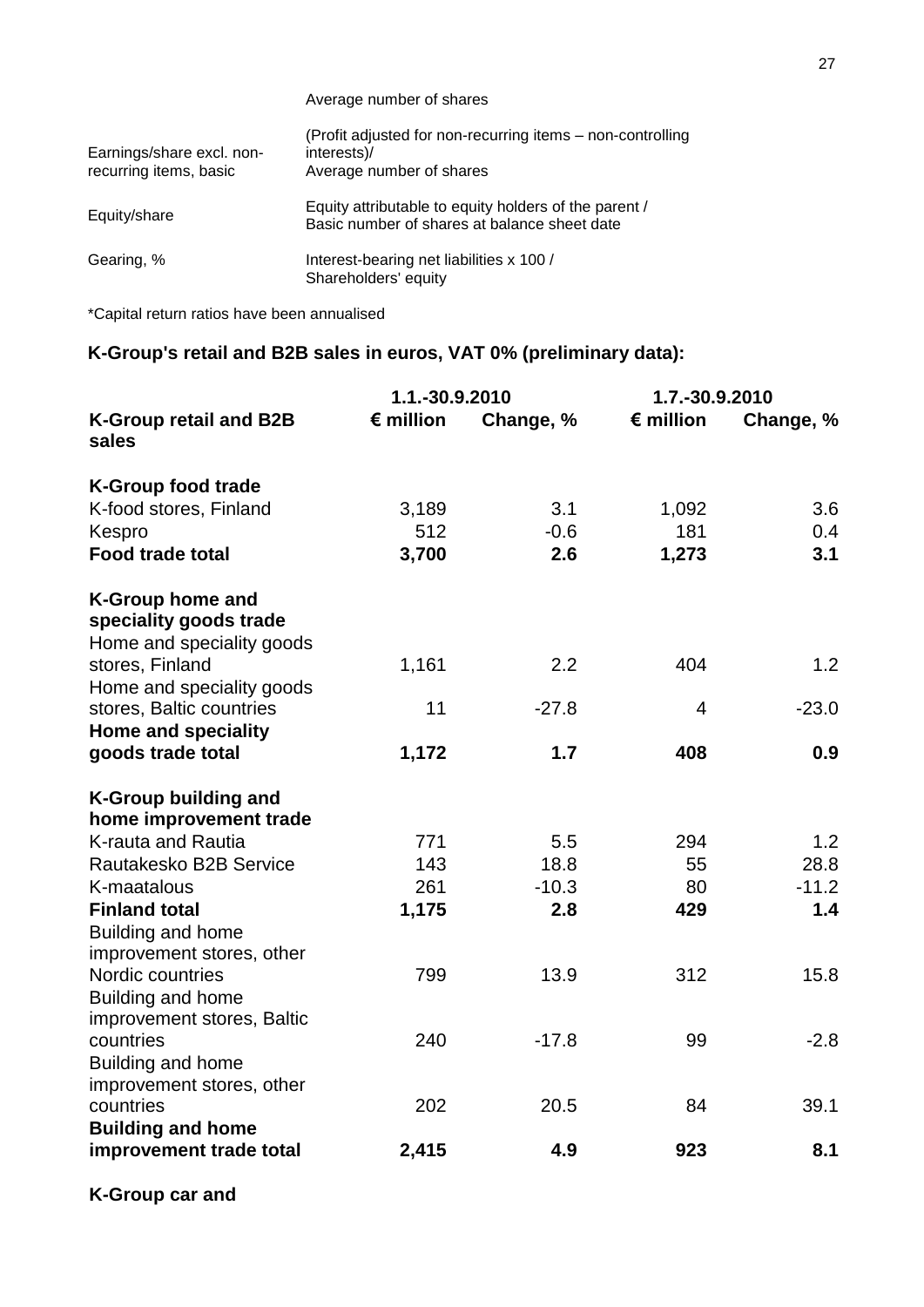| | |
|---|---|
| | Average number of shares |
| Earnings/share excl. non-recurring items, basic | (Profit adjusted for non-recurring items – non-controlling interests)/ Average number of shares |
| Equity/share | Equity attributable to equity holders of the parent / Basic number of shares at balance sheet date |
| Gearing, % | Interest-bearing net liabilities x 100 / Shareholders' equity |

*Capital return ratios have been annualised

**K-Group's retail and B2B sales in euros, VAT 0% (preliminary data):**

| | 1.1.-30.9.2010 | | 1.7.-30.9.2010 | |
|---|---|---|---|---|
| **K-Group retail and B2B sales** | **€ million** | **Change, %** | **€ million** | **Change, %** |
| **K-Group food trade** | | | | |
| K-food stores, Finland | 3,189 | 3.1 | 1,092 | 3.6 |
| Kespro | 512 | -0.6 | 181 | 0.4 |
| **Food trade total** | **3,700** | **2.6** | **1,273** | **3.1** |
| **K-Group home and speciality goods trade** | | | | |
| Home and speciality goods stores, Finland | 1,161 | 2.2 | 404 | 1.2 |
| Home and speciality goods stores, Baltic countries | 11 | -27.8 | 4 | -23.0 |
| **Home and speciality goods trade total** | **1,172** | **1.7** | **408** | **0.9** |
| **K-Group building and home improvement trade** | | | | |
| K-rauta and Rautia | 771 | 5.5 | 294 | 1.2 |
| Rautakesko B2B Service | 143 | 18.8 | 55 | 28.8 |
| K-maatalous | 261 | -10.3 | 80 | -11.2 |
| **Finland total** | **1,175** | **2.8** | **429** | **1.4** |
| Building and home improvement stores, other Nordic countries | 799 | 13.9 | 312 | 15.8 |
| Building and home improvement stores, Baltic countries | 240 | -17.8 | 99 | -2.8 |
| Building and home improvement stores, other countries | 202 | 20.5 | 84 | 39.1 |
| **Building and home improvement trade total** | **2,415** | **4.9** | **923** | **8.1** |

**K-Group car and**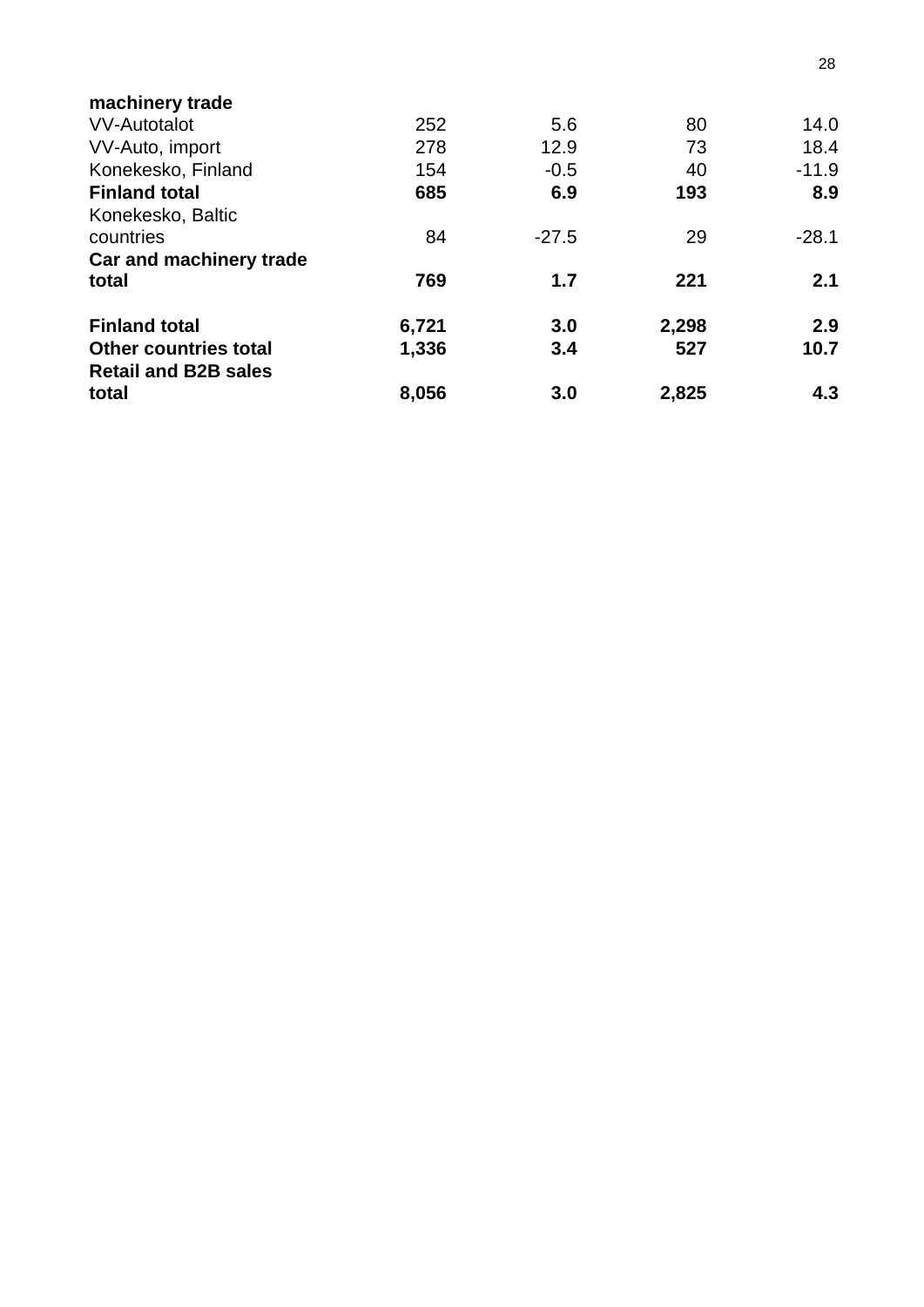| | | | | |
|---|---|---|---|---|
| **machinery trade** | | | | |
| VV-Autotalot | 252 | 5.6 | 80 | 14.0 |
| VV-Auto, import | 278 | 12.9 | 73 | 18.4 |
| Konekesko, Finland | 154 | -0.5 | 40 | -11.9 |
| **Finland total** | **685** | **6.9** | **193** | **8.9** |
| Konekesko, Baltic countries | 84 | -27.5 | 29 | -28.1 |
| **Car and machinery trade total** | **769** | **1.7** | **221** | **2.1** |
| | | | | |
| **Finland total** | **6,721** | **3.0** | **2,298** | **2.9** |
| **Other countries total** | **1,336** | **3.4** | **527** | **10.7** |
| **Retail and B2B sales total** | **8,056** | **3.0** | **2,825** | **4.3** |